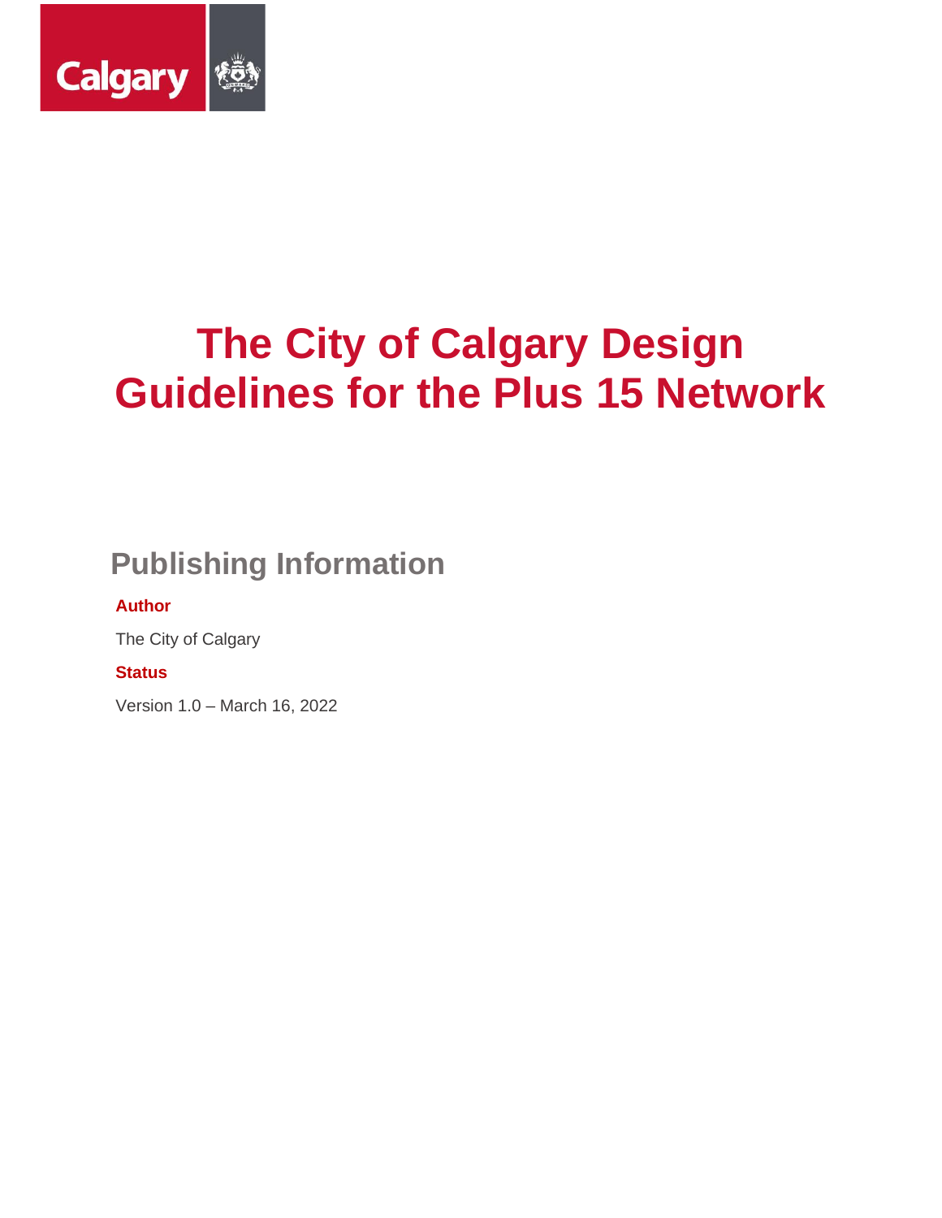# The City of Calgary Design Guidelines for the Plus 15 Network

## Publishing Information

**Author**

The City of Calgary

**Status**

Version 1.0 – March 16, 2022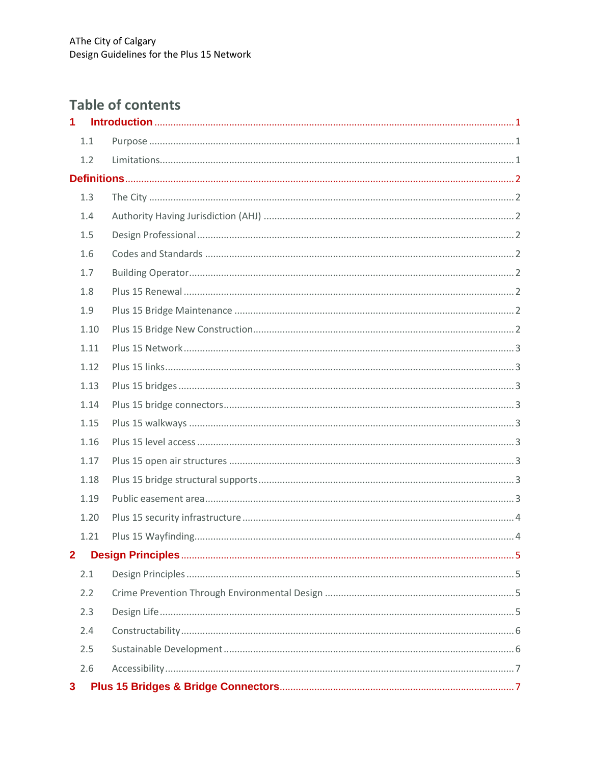# Table of contents

| | | |
|---|---|---|
| **1** | **Introduction** | **1** |
| 1.1 | Purpose | 1 |
| 1.2 | Limitations | 1 |
| **Definitions** | | **2** |
| 1.3 | The City | 2 |
| 1.4 | Authority Having Jurisdiction (AHJ) | 2 |
| 1.5 | Design Professional | 2 |
| 1.6 | Codes and Standards | 2 |
| 1.7 | Building Operator | 2 |
| 1.8 | Plus 15 Renewal | 2 |
| 1.9 | Plus 15 Bridge Maintenance | 2 |
| 1.10 | Plus 15 Bridge New Construction | 2 |
| 1.11 | Plus 15 Network | 3 |
| 1.12 | Plus 15 links | 3 |
| 1.13 | Plus 15 bridges | 3 |
| 1.14 | Plus 15 bridge connectors | 3 |
| 1.15 | Plus 15 walkways | 3 |
| 1.16 | Plus 15 level access | 3 |
| 1.17 | Plus 15 open air structures | 3 |
| 1.18 | Plus 15 bridge structural supports | 3 |
| 1.19 | Public easement area | 3 |
| 1.20 | Plus 15 security infrastructure | 4 |
| 1.21 | Plus 15 Wayfinding | 4 |
| **2** | **Design Principles** | **5** |
| 2.1 | Design Principles | 5 |
| 2.2 | Crime Prevention Through Environmental Design | 5 |
| 2.3 | Design Life | 5 |
| 2.4 | Constructability | 6 |
| 2.5 | Sustainable Development | 6 |
| 2.6 | Accessibility | 7 |
| **3** | **Plus 15 Bridges & Bridge Connectors** | **7** |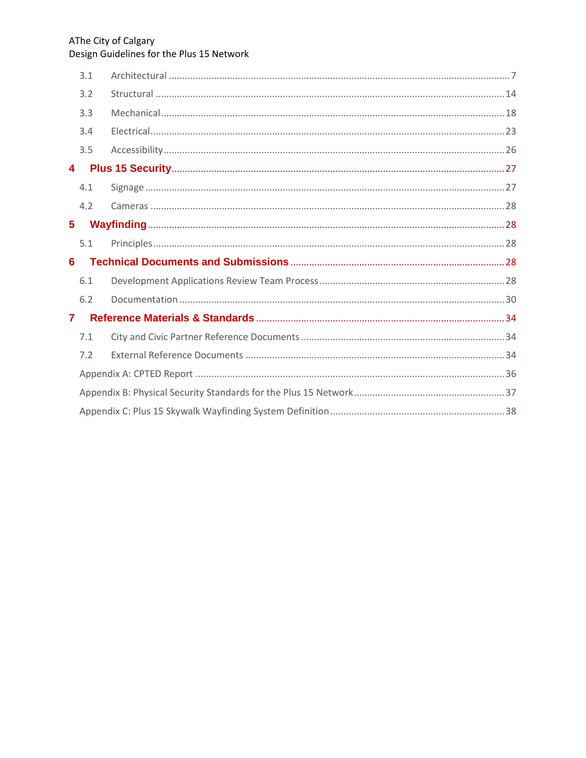- 3.1 Architectural ........ 7
- 3.2 Structural ........ 14
- 3.3 Mechanical ........ 18
- 3.4 Electrical ........ 23
- 3.5 Accessibility ........ 26

**4 Plus 15 Security** ........ 27

- 4.1 Signage ........ 27
- 4.2 Cameras ........ 28

**5 Wayfinding** ........ 28

- 5.1 Principles ........ 28

**6 Technical Documents and Submissions** ........ 28

- 6.1 Development Applications Review Team Process ........ 28
- 6.2 Documentation ........ 30

**7 Reference Materials & Standards** ........ 34

- 7.1 City and Civic Partner Reference Documents ........ 34
- 7.2 External Reference Documents ........ 34

Appendix A: CPTED Report ........ 36

Appendix B: Physical Security Standards for the Plus 15 Network ........ 37

Appendix C: Plus 15 Skywalk Wayfinding System Definition ........ 38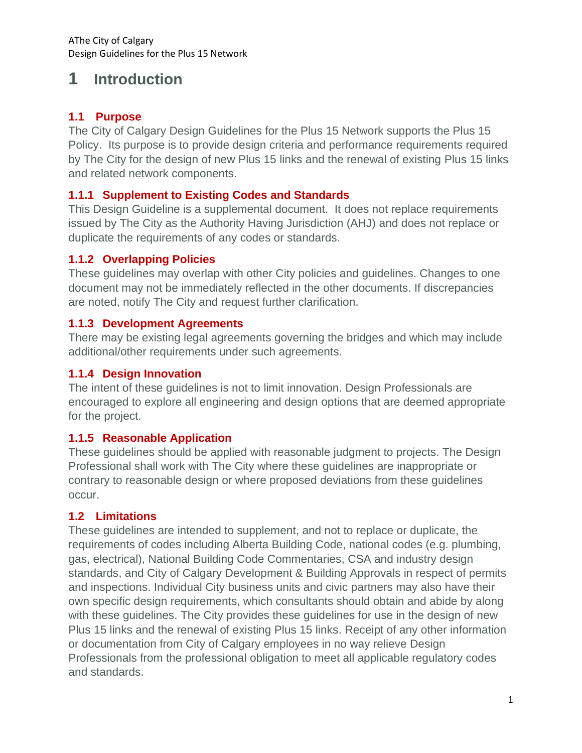# 1 Introduction

## 1.1 Purpose

The City of Calgary Design Guidelines for the Plus 15 Network supports the Plus 15 Policy. Its purpose is to provide design criteria and performance requirements required by The City for the design of new Plus 15 links and the renewal of existing Plus 15 links and related network components.

### 1.1.1 Supplement to Existing Codes and Standards

This Design Guideline is a supplemental document. It does not replace requirements issued by The City as the Authority Having Jurisdiction (AHJ) and does not replace or duplicate the requirements of any codes or standards.

### 1.1.2 Overlapping Policies

These guidelines may overlap with other City policies and guidelines. Changes to one document may not be immediately reflected in the other documents. If discrepancies are noted, notify The City and request further clarification.

### 1.1.3 Development Agreements

There may be existing legal agreements governing the bridges and which may include additional/other requirements under such agreements.

### 1.1.4 Design Innovation

The intent of these guidelines is not to limit innovation. Design Professionals are encouraged to explore all engineering and design options that are deemed appropriate for the project.

### 1.1.5 Reasonable Application

These guidelines should be applied with reasonable judgment to projects. The Design Professional shall work with The City where these guidelines are inappropriate or contrary to reasonable design or where proposed deviations from these guidelines occur.

## 1.2 Limitations

These guidelines are intended to supplement, and not to replace or duplicate, the requirements of codes including Alberta Building Code, national codes (e.g. plumbing, gas, electrical), National Building Code Commentaries, CSA and industry design standards, and City of Calgary Development & Building Approvals in respect of permits and inspections. Individual City business units and civic partners may also have their own specific design requirements, which consultants should obtain and abide by along with these guidelines. The City provides these guidelines for use in the design of new Plus 15 links and the renewal of existing Plus 15 links. Receipt of any other information or documentation from City of Calgary employees in no way relieve Design Professionals from the professional obligation to meet all applicable regulatory codes and standards.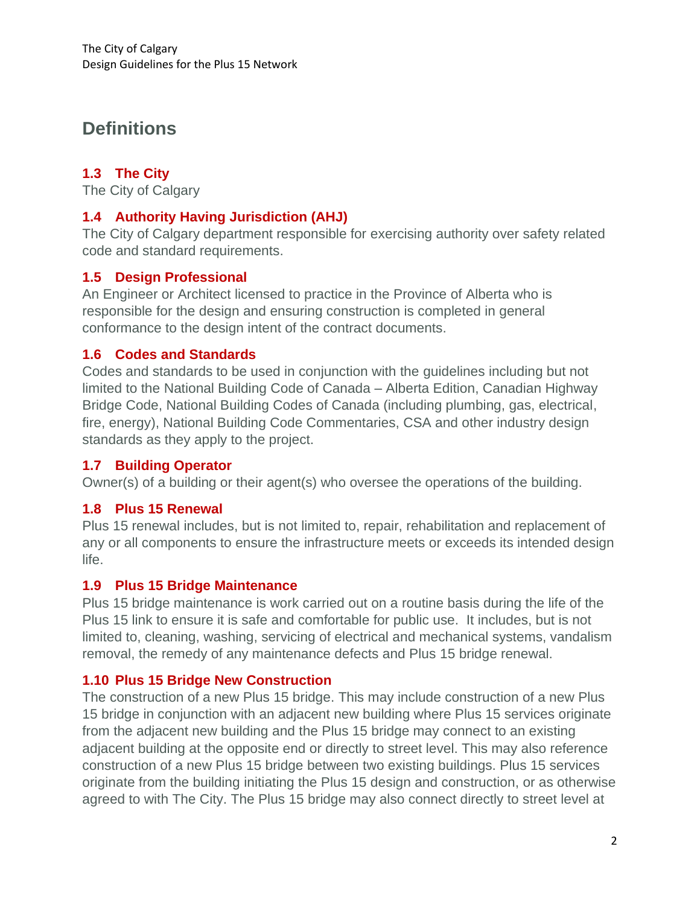# Definitions

### 1.3 The City

The City of Calgary

### 1.4 Authority Having Jurisdiction (AHJ)

The City of Calgary department responsible for exercising authority over safety related code and standard requirements.

### 1.5 Design Professional

An Engineer or Architect licensed to practice in the Province of Alberta who is responsible for the design and ensuring construction is completed in general conformance to the design intent of the contract documents.

### 1.6 Codes and Standards

Codes and standards to be used in conjunction with the guidelines including but not limited to the National Building Code of Canada – Alberta Edition, Canadian Highway Bridge Code, National Building Codes of Canada (including plumbing, gas, electrical, fire, energy), National Building Code Commentaries, CSA and other industry design standards as they apply to the project.

### 1.7 Building Operator

Owner(s) of a building or their agent(s) who oversee the operations of the building.

### 1.8 Plus 15 Renewal

Plus 15 renewal includes, but is not limited to, repair, rehabilitation and replacement of any or all components to ensure the infrastructure meets or exceeds its intended design life.

### 1.9 Plus 15 Bridge Maintenance

Plus 15 bridge maintenance is work carried out on a routine basis during the life of the Plus 15 link to ensure it is safe and comfortable for public use. It includes, but is not limited to, cleaning, washing, servicing of electrical and mechanical systems, vandalism removal, the remedy of any maintenance defects and Plus 15 bridge renewal.

### 1.10 Plus 15 Bridge New Construction

The construction of a new Plus 15 bridge. This may include construction of a new Plus 15 bridge in conjunction with an adjacent new building where Plus 15 services originate from the adjacent new building and the Plus 15 bridge may connect to an existing adjacent building at the opposite end or directly to street level. This may also reference construction of a new Plus 15 bridge between two existing buildings. Plus 15 services originate from the building initiating the Plus 15 design and construction, or as otherwise agreed to with The City. The Plus 15 bridge may also connect directly to street level at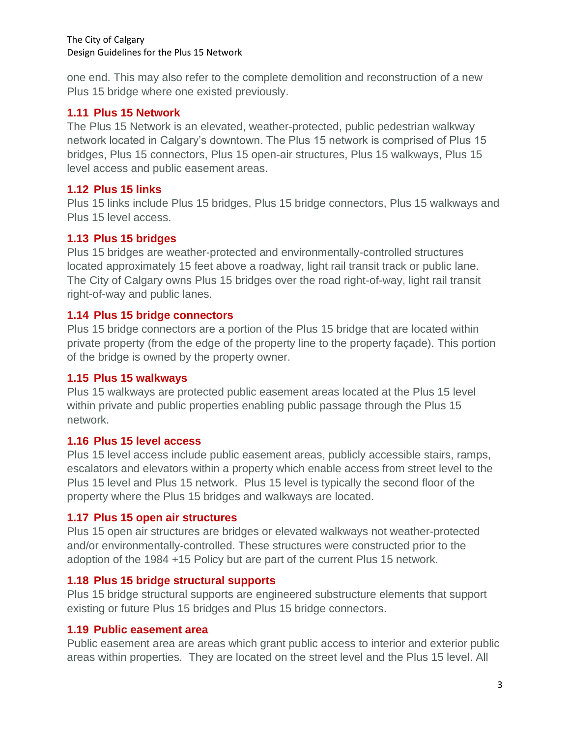one end. This may also refer to the complete demolition and reconstruction of a new Plus 15 bridge where one existed previously.

### 1.11 Plus 15 Network

The Plus 15 Network is an elevated, weather-protected, public pedestrian walkway network located in Calgary's downtown. The Plus 15 network is comprised of Plus 15 bridges, Plus 15 connectors, Plus 15 open-air structures, Plus 15 walkways, Plus 15 level access and public easement areas.

### 1.12 Plus 15 links

Plus 15 links include Plus 15 bridges, Plus 15 bridge connectors, Plus 15 walkways and Plus 15 level access.

### 1.13 Plus 15 bridges

Plus 15 bridges are weather-protected and environmentally-controlled structures located approximately 15 feet above a roadway, light rail transit track or public lane. The City of Calgary owns Plus 15 bridges over the road right-of-way, light rail transit right-of-way and public lanes.

### 1.14 Plus 15 bridge connectors

Plus 15 bridge connectors are a portion of the Plus 15 bridge that are located within private property (from the edge of the property line to the property façade). This portion of the bridge is owned by the property owner.

### 1.15 Plus 15 walkways

Plus 15 walkways are protected public easement areas located at the Plus 15 level within private and public properties enabling public passage through the Plus 15 network.

### 1.16 Plus 15 level access

Plus 15 level access include public easement areas, publicly accessible stairs, ramps, escalators and elevators within a property which enable access from street level to the Plus 15 level and Plus 15 network. Plus 15 level is typically the second floor of the property where the Plus 15 bridges and walkways are located.

### 1.17 Plus 15 open air structures

Plus 15 open air structures are bridges or elevated walkways not weather-protected and/or environmentally-controlled. These structures were constructed prior to the adoption of the 1984 +15 Policy but are part of the current Plus 15 network.

### 1.18 Plus 15 bridge structural supports

Plus 15 bridge structural supports are engineered substructure elements that support existing or future Plus 15 bridges and Plus 15 bridge connectors.

### 1.19 Public easement area

Public easement area are areas which grant public access to interior and exterior public areas within properties. They are located on the street level and the Plus 15 level. All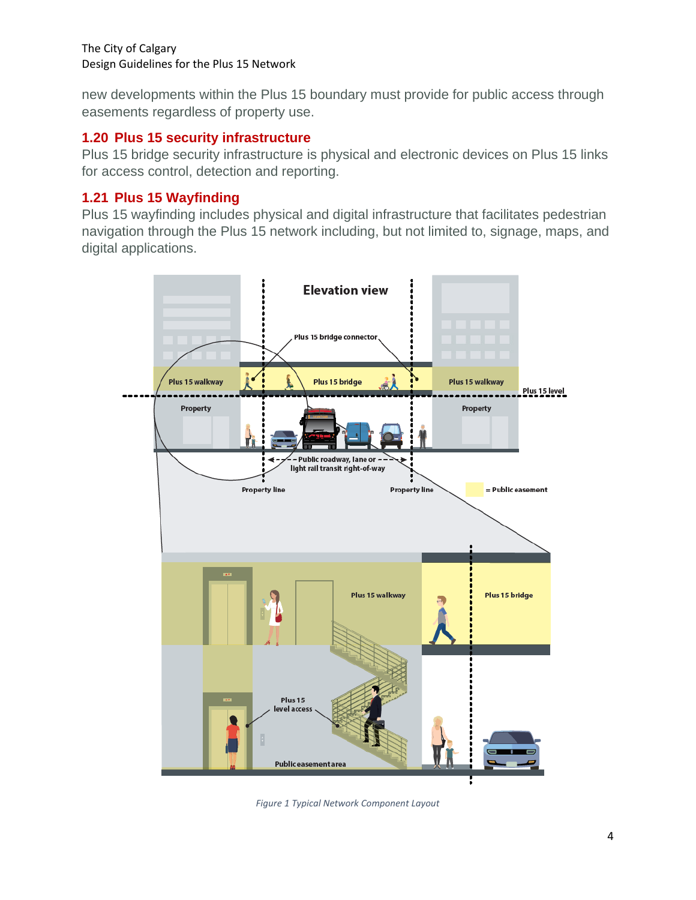new developments within the Plus 15 boundary must provide for public access through easements regardless of property use.

## 1.20 Plus 15 security infrastructure

Plus 15 bridge security infrastructure is physical and electronic devices on Plus 15 links for access control, detection and reporting.

## 1.21 Plus 15 Wayfinding

Plus 15 wayfinding includes physical and digital infrastructure that facilitates pedestrian navigation through the Plus 15 network including, but not limited to, signage, maps, and digital applications.

*Figure 1 Typical Network Component Layout*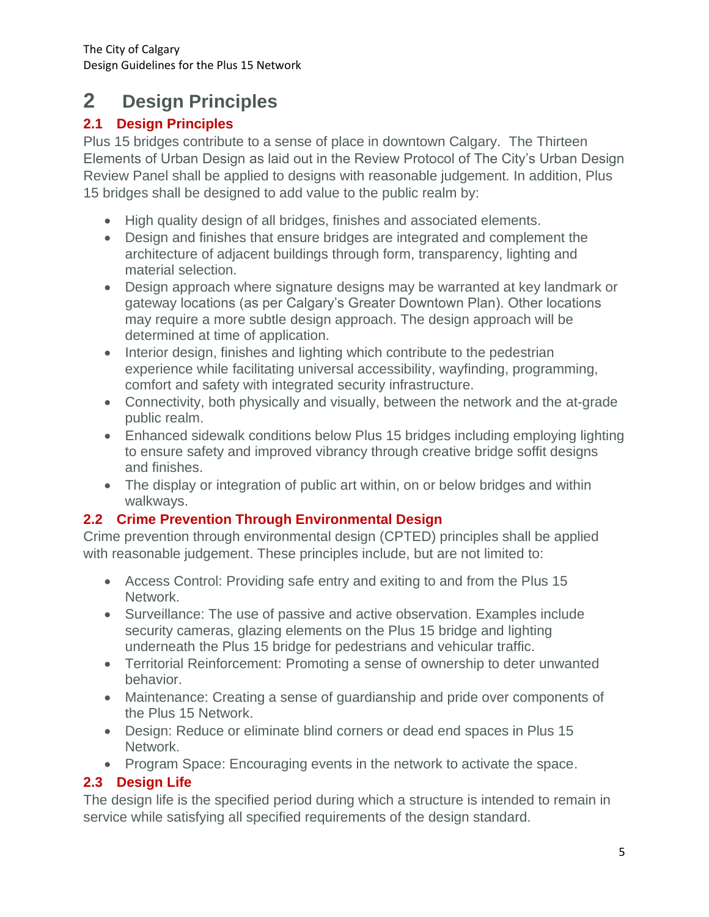# 2 Design Principles

## 2.1 Design Principles

Plus 15 bridges contribute to a sense of place in downtown Calgary. The Thirteen Elements of Urban Design as laid out in the Review Protocol of The City's Urban Design Review Panel shall be applied to designs with reasonable judgement. In addition, Plus 15 bridges shall be designed to add value to the public realm by:

- High quality design of all bridges, finishes and associated elements.
- Design and finishes that ensure bridges are integrated and complement the architecture of adjacent buildings through form, transparency, lighting and material selection.
- Design approach where signature designs may be warranted at key landmark or gateway locations (as per Calgary's Greater Downtown Plan). Other locations may require a more subtle design approach. The design approach will be determined at time of application.
- Interior design, finishes and lighting which contribute to the pedestrian experience while facilitating universal accessibility, wayfinding, programming, comfort and safety with integrated security infrastructure.
- Connectivity, both physically and visually, between the network and the at-grade public realm.
- Enhanced sidewalk conditions below Plus 15 bridges including employing lighting to ensure safety and improved vibrancy through creative bridge soffit designs and finishes.
- The display or integration of public art within, on or below bridges and within walkways.

## 2.2 Crime Prevention Through Environmental Design

Crime prevention through environmental design (CPTED) principles shall be applied with reasonable judgement. These principles include, but are not limited to:

- Access Control: Providing safe entry and exiting to and from the Plus 15 Network.
- Surveillance: The use of passive and active observation. Examples include security cameras, glazing elements on the Plus 15 bridge and lighting underneath the Plus 15 bridge for pedestrians and vehicular traffic.
- Territorial Reinforcement: Promoting a sense of ownership to deter unwanted behavior.
- Maintenance: Creating a sense of guardianship and pride over components of the Plus 15 Network.
- Design: Reduce or eliminate blind corners or dead end spaces in Plus 15 Network.
- Program Space: Encouraging events in the network to activate the space.

## 2.3 Design Life

The design life is the specified period during which a structure is intended to remain in service while satisfying all specified requirements of the design standard.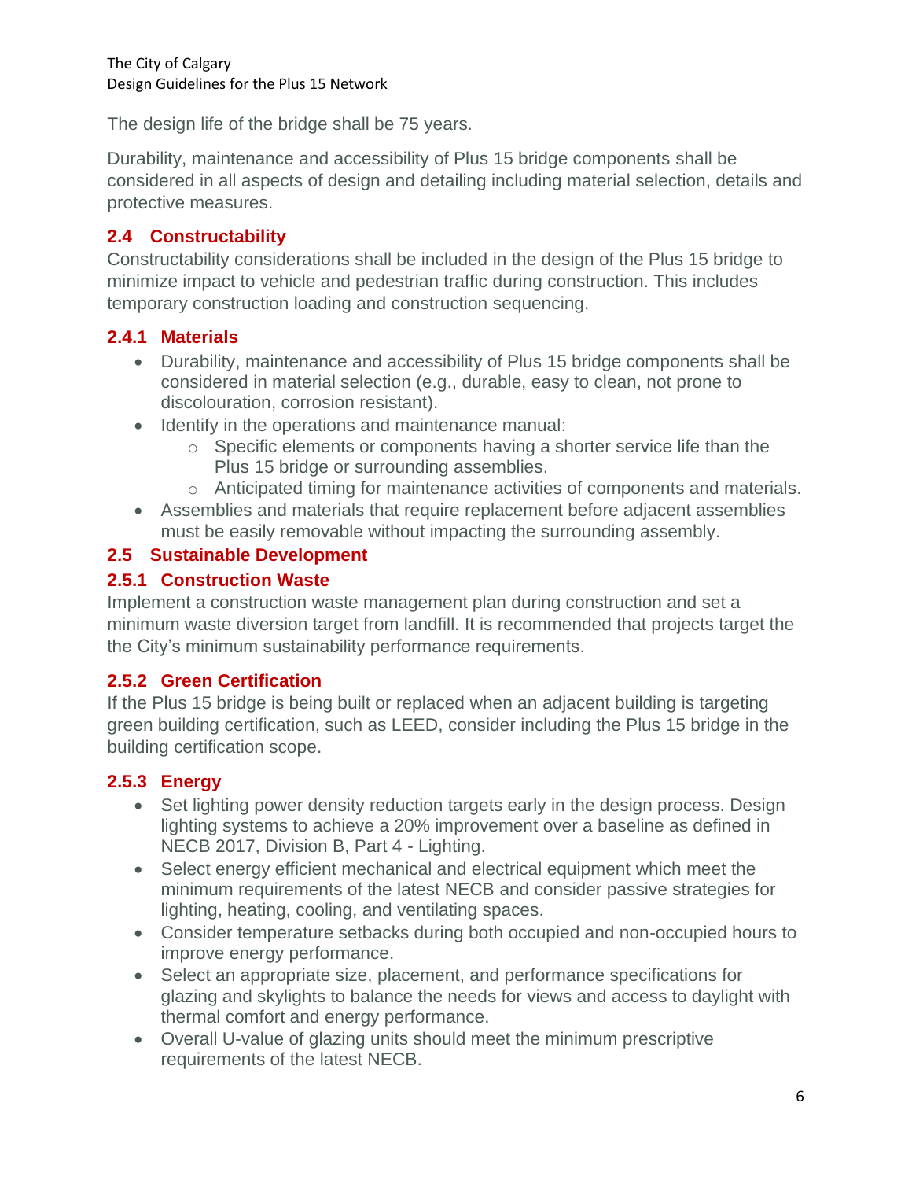The design life of the bridge shall be 75 years.

Durability, maintenance and accessibility of Plus 15 bridge components shall be considered in all aspects of design and detailing including material selection, details and protective measures.

## 2.4 Constructability

Constructability considerations shall be included in the design of the Plus 15 bridge to minimize impact to vehicle and pedestrian traffic during construction. This includes temporary construction loading and construction sequencing.

### 2.4.1 Materials

- Durability, maintenance and accessibility of Plus 15 bridge components shall be considered in material selection (e.g., durable, easy to clean, not prone to discolouration, corrosion resistant).
- Identify in the operations and maintenance manual:
    - Specific elements or components having a shorter service life than the Plus 15 bridge or surrounding assemblies.
    - Anticipated timing for maintenance activities of components and materials.
- Assemblies and materials that require replacement before adjacent assemblies must be easily removable without impacting the surrounding assembly.

## 2.5 Sustainable Development

### 2.5.1 Construction Waste

Implement a construction waste management plan during construction and set a minimum waste diversion target from landfill. It is recommended that projects target the the City's minimum sustainability performance requirements.

### 2.5.2 Green Certification

If the Plus 15 bridge is being built or replaced when an adjacent building is targeting green building certification, such as LEED, consider including the Plus 15 bridge in the building certification scope.

### 2.5.3 Energy

- Set lighting power density reduction targets early in the design process. Design lighting systems to achieve a 20% improvement over a baseline as defined in NECB 2017, Division B, Part 4 - Lighting.
- Select energy efficient mechanical and electrical equipment which meet the minimum requirements of the latest NECB and consider passive strategies for lighting, heating, cooling, and ventilating spaces.
- Consider temperature setbacks during both occupied and non-occupied hours to improve energy performance.
- Select an appropriate size, placement, and performance specifications for glazing and skylights to balance the needs for views and access to daylight with thermal comfort and energy performance.
- Overall U-value of glazing units should meet the minimum prescriptive requirements of the latest NECB.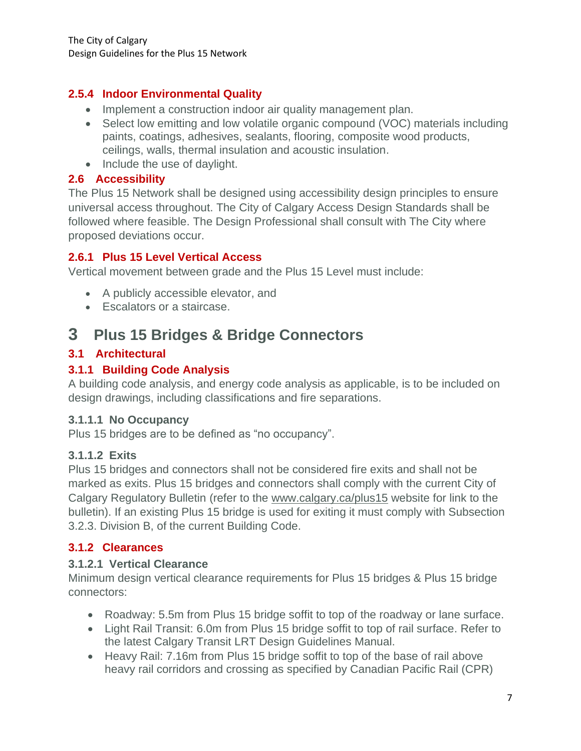### 2.5.4 Indoor Environmental Quality

- Implement a construction indoor air quality management plan.
- Select low emitting and low volatile organic compound (VOC) materials including paints, coatings, adhesives, sealants, flooring, composite wood products, ceilings, walls, thermal insulation and acoustic insulation.
- Include the use of daylight.

## 2.6 Accessibility

The Plus 15 Network shall be designed using accessibility design principles to ensure universal access throughout. The City of Calgary Access Design Standards shall be followed where feasible. The Design Professional shall consult with The City where proposed deviations occur.

### 2.6.1 Plus 15 Level Vertical Access

Vertical movement between grade and the Plus 15 Level must include:

- A publicly accessible elevator, and
- Escalators or a staircase.

# 3 Plus 15 Bridges & Bridge Connectors

## 3.1 Architectural

### 3.1.1 Building Code Analysis

A building code analysis, and energy code analysis as applicable, is to be included on design drawings, including classifications and fire separations.

#### 3.1.1.1 No Occupancy

Plus 15 bridges are to be defined as "no occupancy".

#### 3.1.1.2 Exits

Plus 15 bridges and connectors shall not be considered fire exits and shall not be marked as exits. Plus 15 bridges and connectors shall comply with the current City of Calgary Regulatory Bulletin (refer to the www.calgary.ca/plus15 website for link to the bulletin). If an existing Plus 15 bridge is used for exiting it must comply with Subsection 3.2.3. Division B, of the current Building Code.

### 3.1.2 Clearances

#### 3.1.2.1 Vertical Clearance

Minimum design vertical clearance requirements for Plus 15 bridges & Plus 15 bridge connectors:

- Roadway: 5.5m from Plus 15 bridge soffit to top of the roadway or lane surface.
- Light Rail Transit: 6.0m from Plus 15 bridge soffit to top of rail surface. Refer to the latest Calgary Transit LRT Design Guidelines Manual.
- Heavy Rail: 7.16m from Plus 15 bridge soffit to top of the base of rail above heavy rail corridors and crossing as specified by Canadian Pacific Rail (CPR)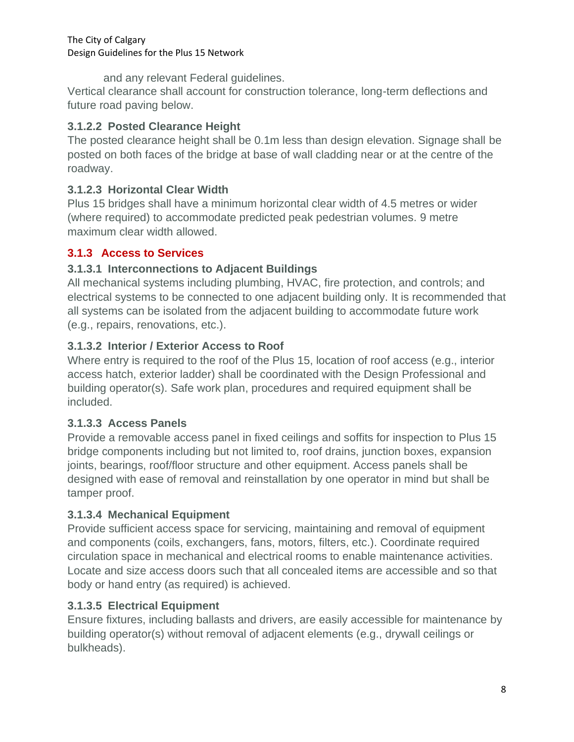and any relevant Federal guidelines.

Vertical clearance shall account for construction tolerance, long-term deflections and future road paving below.

#### 3.1.2.2 Posted Clearance Height

The posted clearance height shall be 0.1m less than design elevation. Signage shall be posted on both faces of the bridge at base of wall cladding near or at the centre of the roadway.

#### 3.1.2.3 Horizontal Clear Width

Plus 15 bridges shall have a minimum horizontal clear width of 4.5 metres or wider (where required) to accommodate predicted peak pedestrian volumes. 9 metre maximum clear width allowed.

### 3.1.3 Access to Services

#### 3.1.3.1 Interconnections to Adjacent Buildings

All mechanical systems including plumbing, HVAC, fire protection, and controls; and electrical systems to be connected to one adjacent building only. It is recommended that all systems can be isolated from the adjacent building to accommodate future work (e.g., repairs, renovations, etc.).

#### 3.1.3.2 Interior / Exterior Access to Roof

Where entry is required to the roof of the Plus 15, location of roof access (e.g., interior access hatch, exterior ladder) shall be coordinated with the Design Professional and building operator(s). Safe work plan, procedures and required equipment shall be included.

#### 3.1.3.3 Access Panels

Provide a removable access panel in fixed ceilings and soffits for inspection to Plus 15 bridge components including but not limited to, roof drains, junction boxes, expansion joints, bearings, roof/floor structure and other equipment. Access panels shall be designed with ease of removal and reinstallation by one operator in mind but shall be tamper proof.

#### 3.1.3.4 Mechanical Equipment

Provide sufficient access space for servicing, maintaining and removal of equipment and components (coils, exchangers, fans, motors, filters, etc.). Coordinate required circulation space in mechanical and electrical rooms to enable maintenance activities. Locate and size access doors such that all concealed items are accessible and so that body or hand entry (as required) is achieved.

#### 3.1.3.5 Electrical Equipment

Ensure fixtures, including ballasts and drivers, are easily accessible for maintenance by building operator(s) without removal of adjacent elements (e.g., drywall ceilings or bulkheads).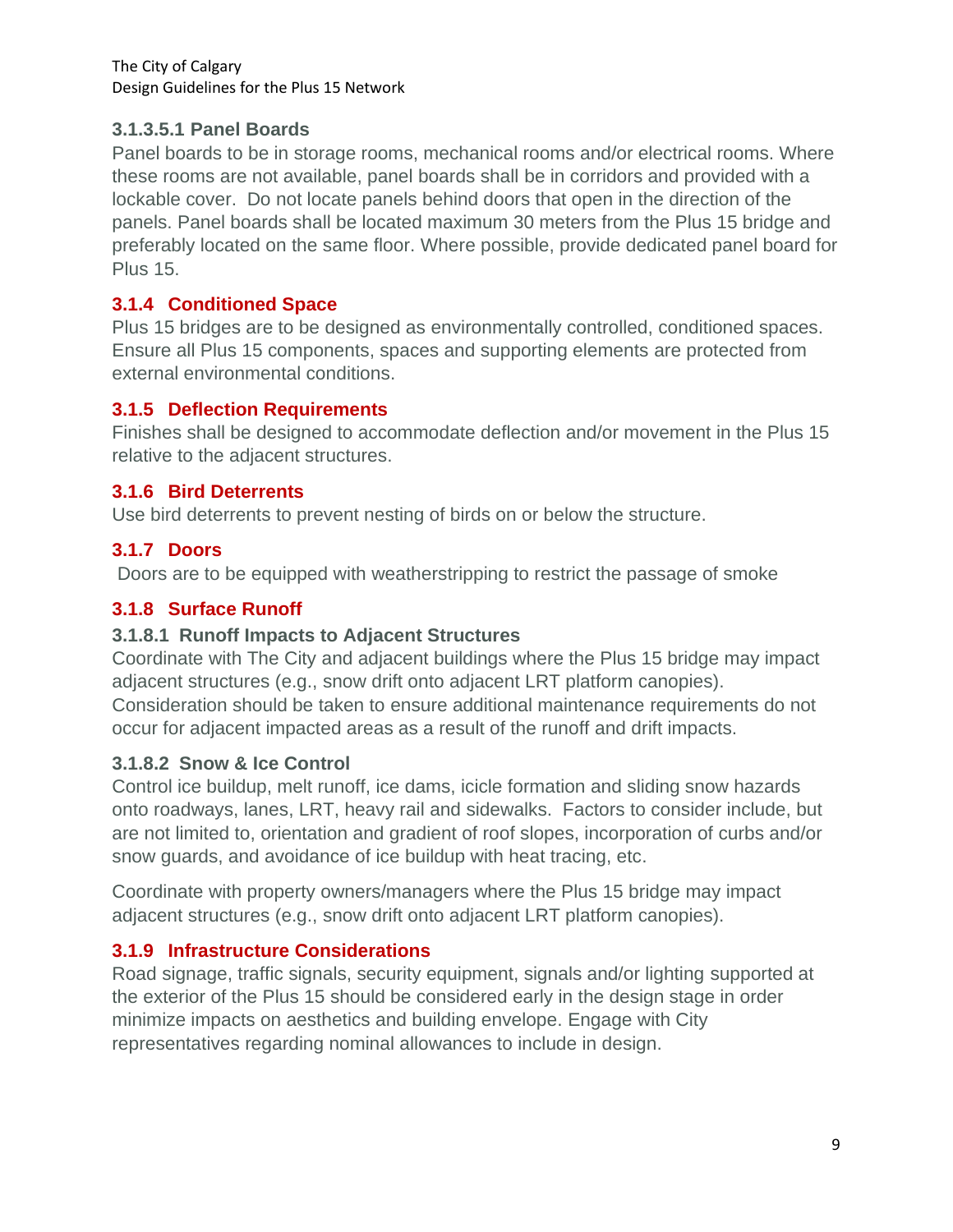#### 3.1.3.5.1 Panel Boards

Panel boards to be in storage rooms, mechanical rooms and/or electrical rooms. Where these rooms are not available, panel boards shall be in corridors and provided with a lockable cover. Do not locate panels behind doors that open in the direction of the panels. Panel boards shall be located maximum 30 meters from the Plus 15 bridge and preferably located on the same floor. Where possible, provide dedicated panel board for Plus 15.

### 3.1.4 Conditioned Space

Plus 15 bridges are to be designed as environmentally controlled, conditioned spaces. Ensure all Plus 15 components, spaces and supporting elements are protected from external environmental conditions.

### 3.1.5 Deflection Requirements

Finishes shall be designed to accommodate deflection and/or movement in the Plus 15 relative to the adjacent structures.

### 3.1.6 Bird Deterrents

Use bird deterrents to prevent nesting of birds on or below the structure.

### 3.1.7 Doors

Doors are to be equipped with weatherstripping to restrict the passage of smoke

### 3.1.8 Surface Runoff

#### 3.1.8.1 Runoff Impacts to Adjacent Structures

Coordinate with The City and adjacent buildings where the Plus 15 bridge may impact adjacent structures (e.g., snow drift onto adjacent LRT platform canopies). Consideration should be taken to ensure additional maintenance requirements do not occur for adjacent impacted areas as a result of the runoff and drift impacts.

#### 3.1.8.2 Snow & Ice Control

Control ice buildup, melt runoff, ice dams, icicle formation and sliding snow hazards onto roadways, lanes, LRT, heavy rail and sidewalks. Factors to consider include, but are not limited to, orientation and gradient of roof slopes, incorporation of curbs and/or snow guards, and avoidance of ice buildup with heat tracing, etc.

Coordinate with property owners/managers where the Plus 15 bridge may impact adjacent structures (e.g., snow drift onto adjacent LRT platform canopies).

### 3.1.9 Infrastructure Considerations

Road signage, traffic signals, security equipment, signals and/or lighting supported at the exterior of the Plus 15 should be considered early in the design stage in order minimize impacts on aesthetics and building envelope. Engage with City representatives regarding nominal allowances to include in design.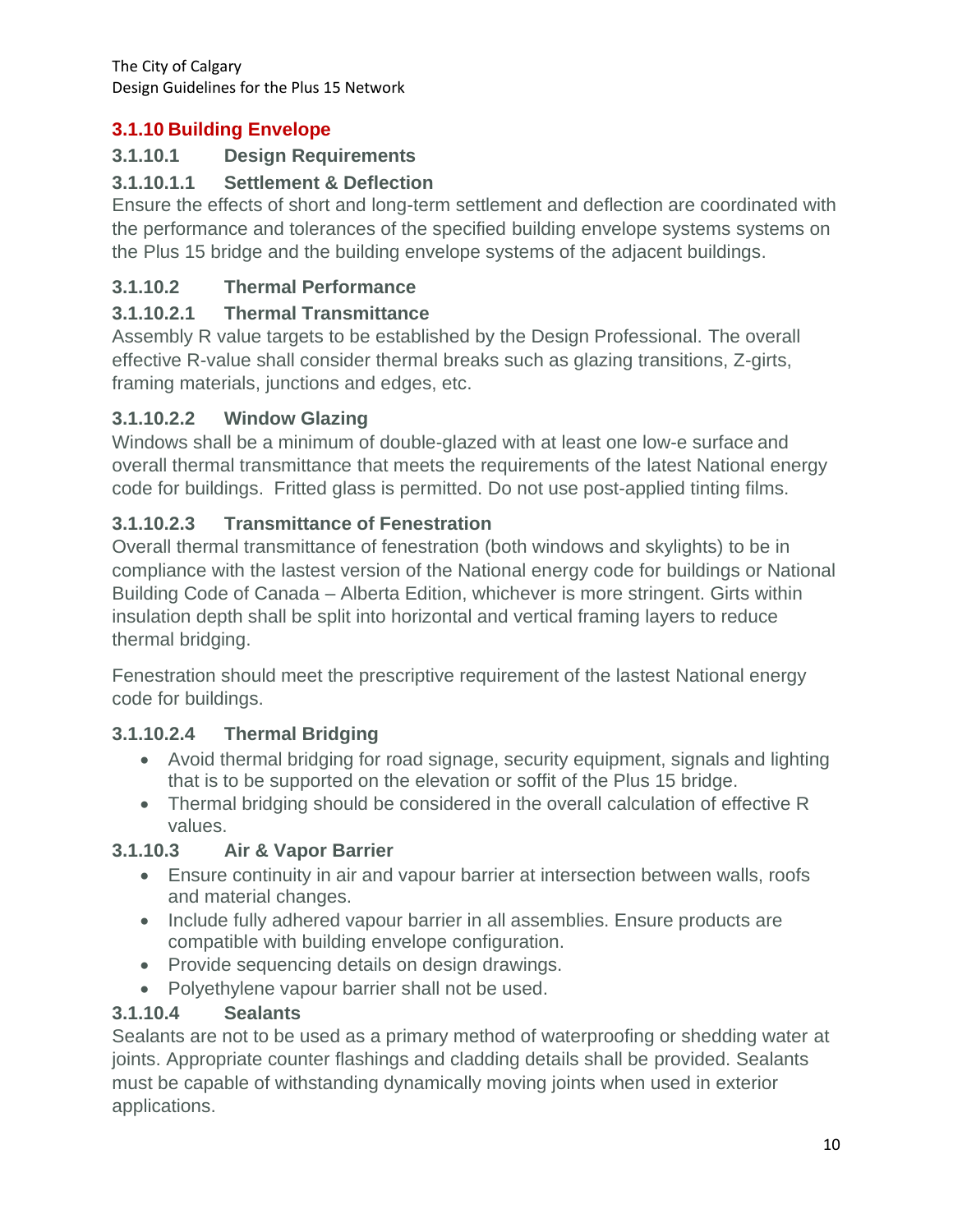### 3.1.10 Building Envelope

#### 3.1.10.1 Design Requirements

#### 3.1.10.1.1 Settlement & Deflection

Ensure the effects of short and long-term settlement and deflection are coordinated with the performance and tolerances of the specified building envelope systems systems on the Plus 15 bridge and the building envelope systems of the adjacent buildings.

#### 3.1.10.2 Thermal Performance

#### 3.1.10.2.1 Thermal Transmittance

Assembly R value targets to be established by the Design Professional. The overall effective R-value shall consider thermal breaks such as glazing transitions, Z-girts, framing materials, junctions and edges, etc.

#### 3.1.10.2.2 Window Glazing

Windows shall be a minimum of double-glazed with at least one low-e surface and overall thermal transmittance that meets the requirements of the latest National energy code for buildings. Fritted glass is permitted. Do not use post-applied tinting films.

#### 3.1.10.2.3 Transmittance of Fenestration

Overall thermal transmittance of fenestration (both windows and skylights) to be in compliance with the lastest version of the National energy code for buildings or National Building Code of Canada – Alberta Edition, whichever is more stringent. Girts within insulation depth shall be split into horizontal and vertical framing layers to reduce thermal bridging.

Fenestration should meet the prescriptive requirement of the lastest National energy code for buildings.

#### 3.1.10.2.4 Thermal Bridging

- Avoid thermal bridging for road signage, security equipment, signals and lighting that is to be supported on the elevation or soffit of the Plus 15 bridge.
- Thermal bridging should be considered in the overall calculation of effective R values.

#### 3.1.10.3 Air & Vapor Barrier

- Ensure continuity in air and vapour barrier at intersection between walls, roofs and material changes.
- Include fully adhered vapour barrier in all assemblies. Ensure products are compatible with building envelope configuration.
- Provide sequencing details on design drawings.
- Polyethylene vapour barrier shall not be used.

#### 3.1.10.4 Sealants

Sealants are not to be used as a primary method of waterproofing or shedding water at joints. Appropriate counter flashings and cladding details shall be provided. Sealants must be capable of withstanding dynamically moving joints when used in exterior applications.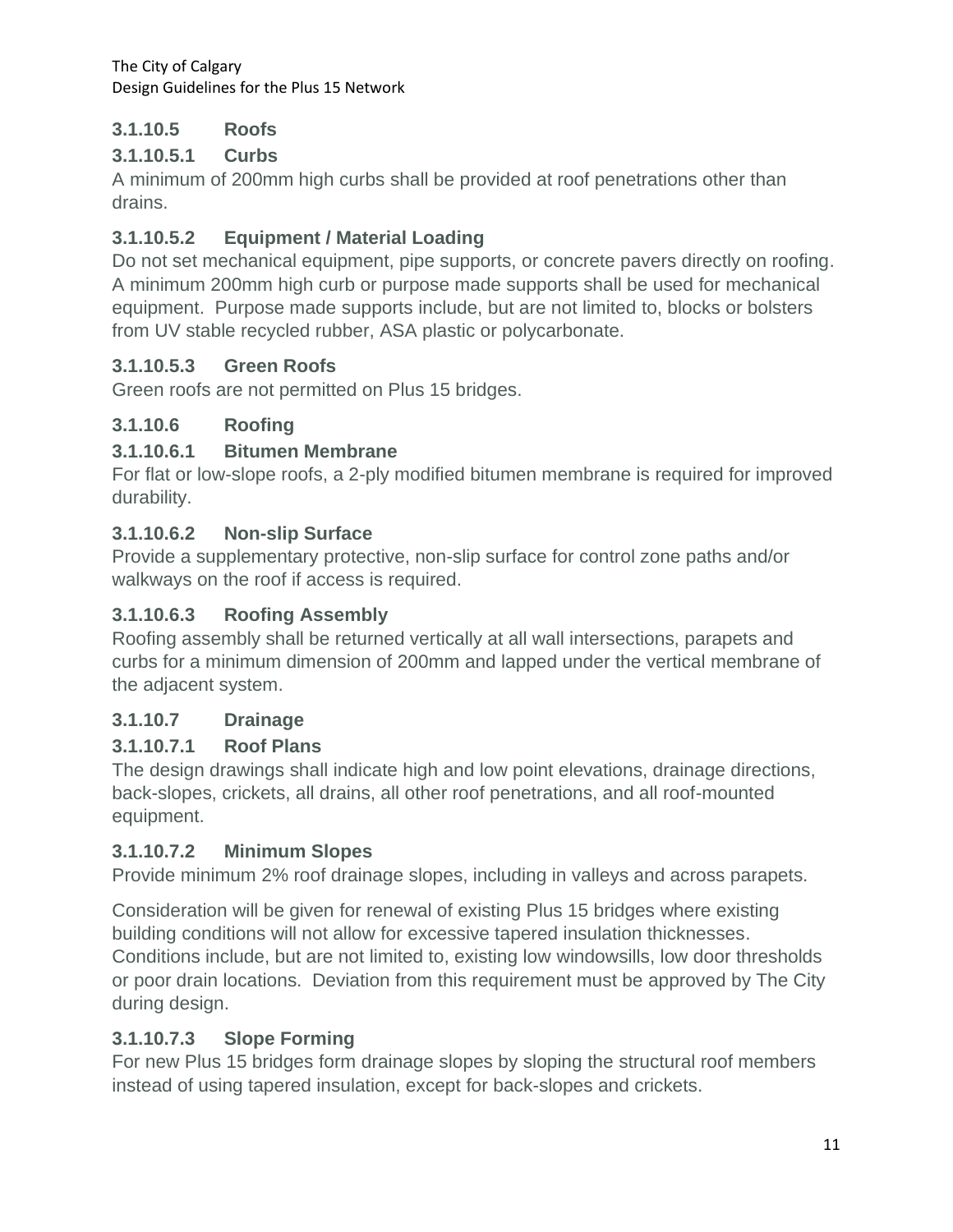### 3.1.10.5 Roofs

#### 3.1.10.5.1 Curbs

A minimum of 200mm high curbs shall be provided at roof penetrations other than drains.

#### 3.1.10.5.2 Equipment / Material Loading

Do not set mechanical equipment, pipe supports, or concrete pavers directly on roofing. A minimum 200mm high curb or purpose made supports shall be used for mechanical equipment. Purpose made supports include, but are not limited to, blocks or bolsters from UV stable recycled rubber, ASA plastic or polycarbonate.

#### 3.1.10.5.3 Green Roofs

Green roofs are not permitted on Plus 15 bridges.

### 3.1.10.6 Roofing

#### 3.1.10.6.1 Bitumen Membrane

For flat or low-slope roofs, a 2-ply modified bitumen membrane is required for improved durability.

#### 3.1.10.6.2 Non-slip Surface

Provide a supplementary protective, non-slip surface for control zone paths and/or walkways on the roof if access is required.

#### 3.1.10.6.3 Roofing Assembly

Roofing assembly shall be returned vertically at all wall intersections, parapets and curbs for a minimum dimension of 200mm and lapped under the vertical membrane of the adjacent system.

### 3.1.10.7 Drainage

#### 3.1.10.7.1 Roof Plans

The design drawings shall indicate high and low point elevations, drainage directions, back-slopes, crickets, all drains, all other roof penetrations, and all roof-mounted equipment.

#### 3.1.10.7.2 Minimum Slopes

Provide minimum 2% roof drainage slopes, including in valleys and across parapets.

Consideration will be given for renewal of existing Plus 15 bridges where existing building conditions will not allow for excessive tapered insulation thicknesses. Conditions include, but are not limited to, existing low windowsills, low door thresholds or poor drain locations. Deviation from this requirement must be approved by The City during design.

#### 3.1.10.7.3 Slope Forming

For new Plus 15 bridges form drainage slopes by sloping the structural roof members instead of using tapered insulation, except for back-slopes and crickets.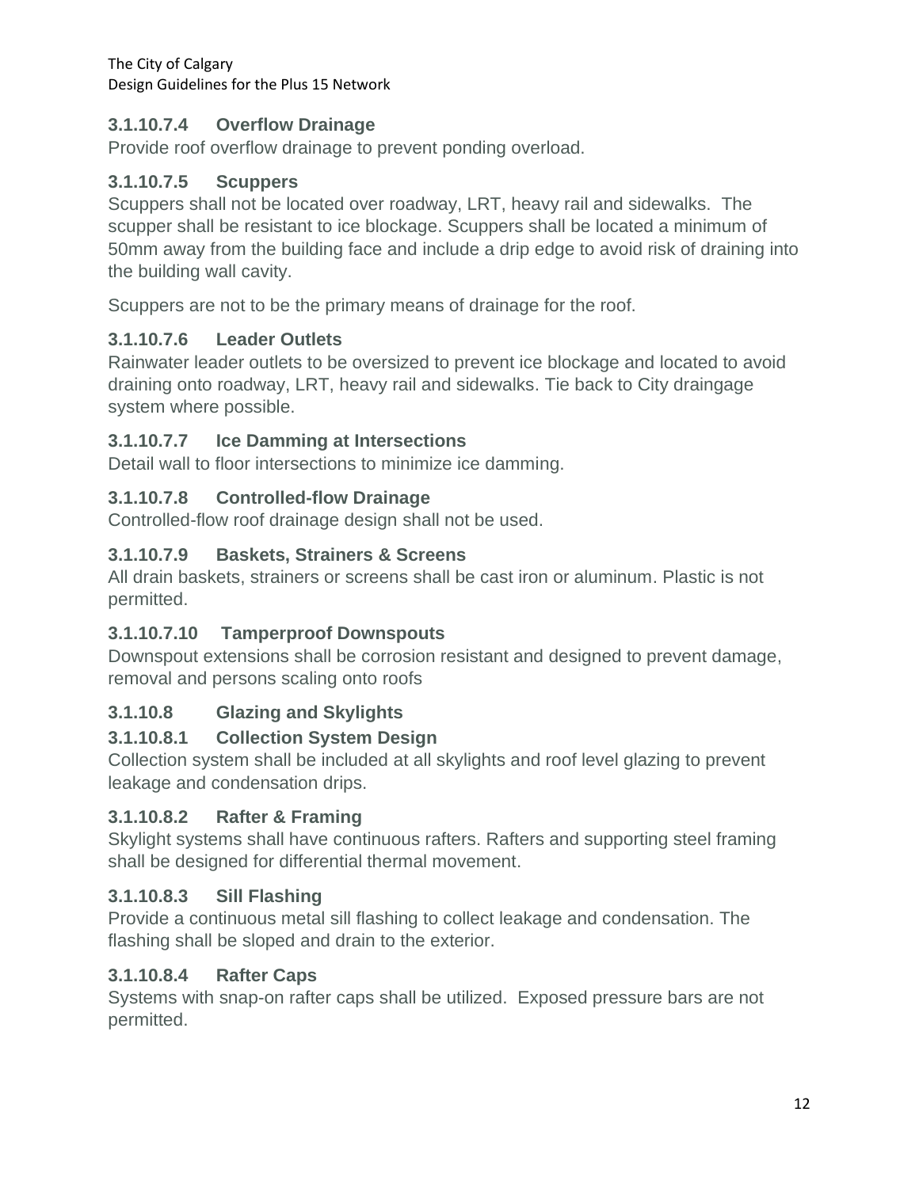#### 3.1.10.7.4 Overflow Drainage

Provide roof overflow drainage to prevent ponding overload.

#### 3.1.10.7.5 Scuppers

Scuppers shall not be located over roadway, LRT, heavy rail and sidewalks. The scupper shall be resistant to ice blockage. Scuppers shall be located a minimum of 50mm away from the building face and include a drip edge to avoid risk of draining into the building wall cavity.

Scuppers are not to be the primary means of drainage for the roof.

#### 3.1.10.7.6 Leader Outlets

Rainwater leader outlets to be oversized to prevent ice blockage and located to avoid draining onto roadway, LRT, heavy rail and sidewalks. Tie back to City draingage system where possible.

#### 3.1.10.7.7 Ice Damming at Intersections

Detail wall to floor intersections to minimize ice damming.

#### 3.1.10.7.8 Controlled-flow Drainage

Controlled-flow roof drainage design shall not be used.

#### 3.1.10.7.9 Baskets, Strainers & Screens

All drain baskets, strainers or screens shall be cast iron or aluminum. Plastic is not permitted.

#### 3.1.10.7.10 Tamperproof Downspouts

Downspout extensions shall be corrosion resistant and designed to prevent damage, removal and persons scaling onto roofs

### 3.1.10.8 Glazing and Skylights

#### 3.1.10.8.1 Collection System Design

Collection system shall be included at all skylights and roof level glazing to prevent leakage and condensation drips.

#### 3.1.10.8.2 Rafter & Framing

Skylight systems shall have continuous rafters. Rafters and supporting steel framing shall be designed for differential thermal movement.

#### 3.1.10.8.3 Sill Flashing

Provide a continuous metal sill flashing to collect leakage and condensation. The flashing shall be sloped and drain to the exterior.

#### 3.1.10.8.4 Rafter Caps

Systems with snap-on rafter caps shall be utilized. Exposed pressure bars are not permitted.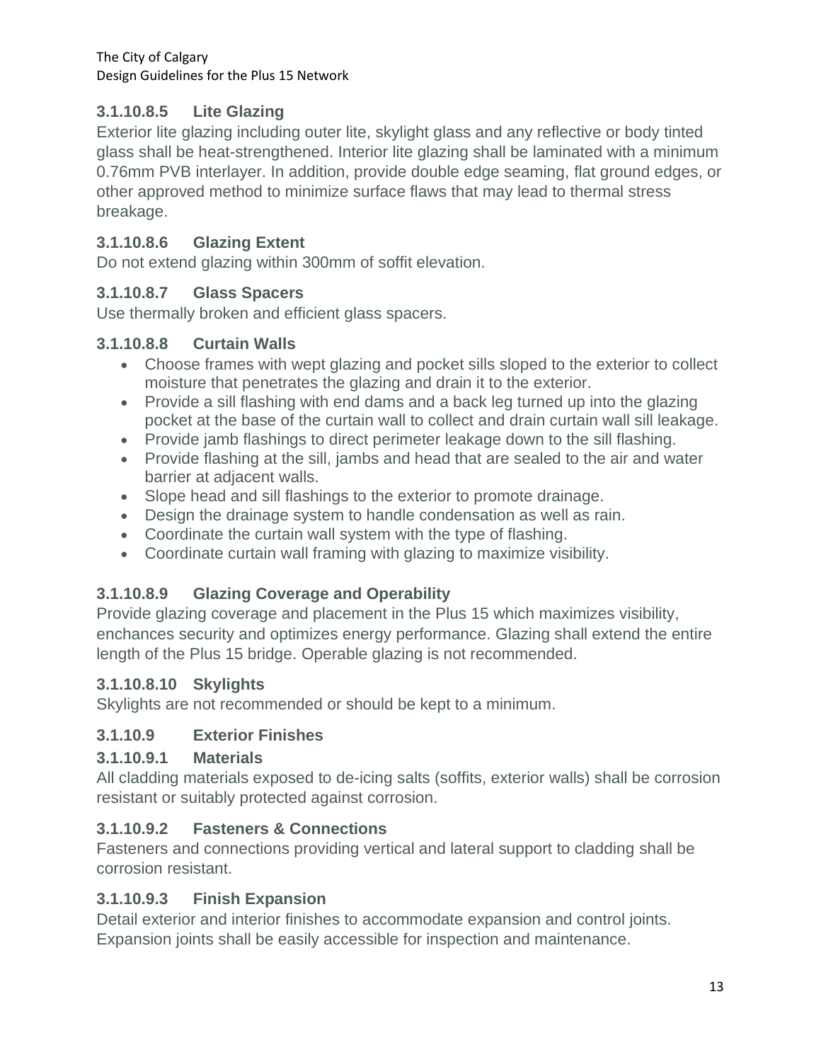### 3.1.10.8.5 Lite Glazing

Exterior lite glazing including outer lite, skylight glass and any reflective or body tinted glass shall be heat-strengthened. Interior lite glazing shall be laminated with a minimum 0.76mm PVB interlayer. In addition, provide double edge seaming, flat ground edges, or other approved method to minimize surface flaws that may lead to thermal stress breakage.

### 3.1.10.8.6 Glazing Extent

Do not extend glazing within 300mm of soffit elevation.

### 3.1.10.8.7 Glass Spacers

Use thermally broken and efficient glass spacers.

### 3.1.10.8.8 Curtain Walls

- Choose frames with wept glazing and pocket sills sloped to the exterior to collect moisture that penetrates the glazing and drain it to the exterior.
- Provide a sill flashing with end dams and a back leg turned up into the glazing pocket at the base of the curtain wall to collect and drain curtain wall sill leakage.
- Provide jamb flashings to direct perimeter leakage down to the sill flashing.
- Provide flashing at the sill, jambs and head that are sealed to the air and water barrier at adjacent walls.
- Slope head and sill flashings to the exterior to promote drainage.
- Design the drainage system to handle condensation as well as rain.
- Coordinate the curtain wall system with the type of flashing.
- Coordinate curtain wall framing with glazing to maximize visibility.

### 3.1.10.8.9 Glazing Coverage and Operability

Provide glazing coverage and placement in the Plus 15 which maximizes visibility, enchances security and optimizes energy performance. Glazing shall extend the entire length of the Plus 15 bridge. Operable glazing is not recommended.

### 3.1.10.8.10 Skylights

Skylights are not recommended or should be kept to a minimum.

### 3.1.10.9 Exterior Finishes

### 3.1.10.9.1 Materials

All cladding materials exposed to de-icing salts (soffits, exterior walls) shall be corrosion resistant or suitably protected against corrosion.

### 3.1.10.9.2 Fasteners & Connections

Fasteners and connections providing vertical and lateral support to cladding shall be corrosion resistant.

### 3.1.10.9.3 Finish Expansion

Detail exterior and interior finishes to accommodate expansion and control joints. Expansion joints shall be easily accessible for inspection and maintenance.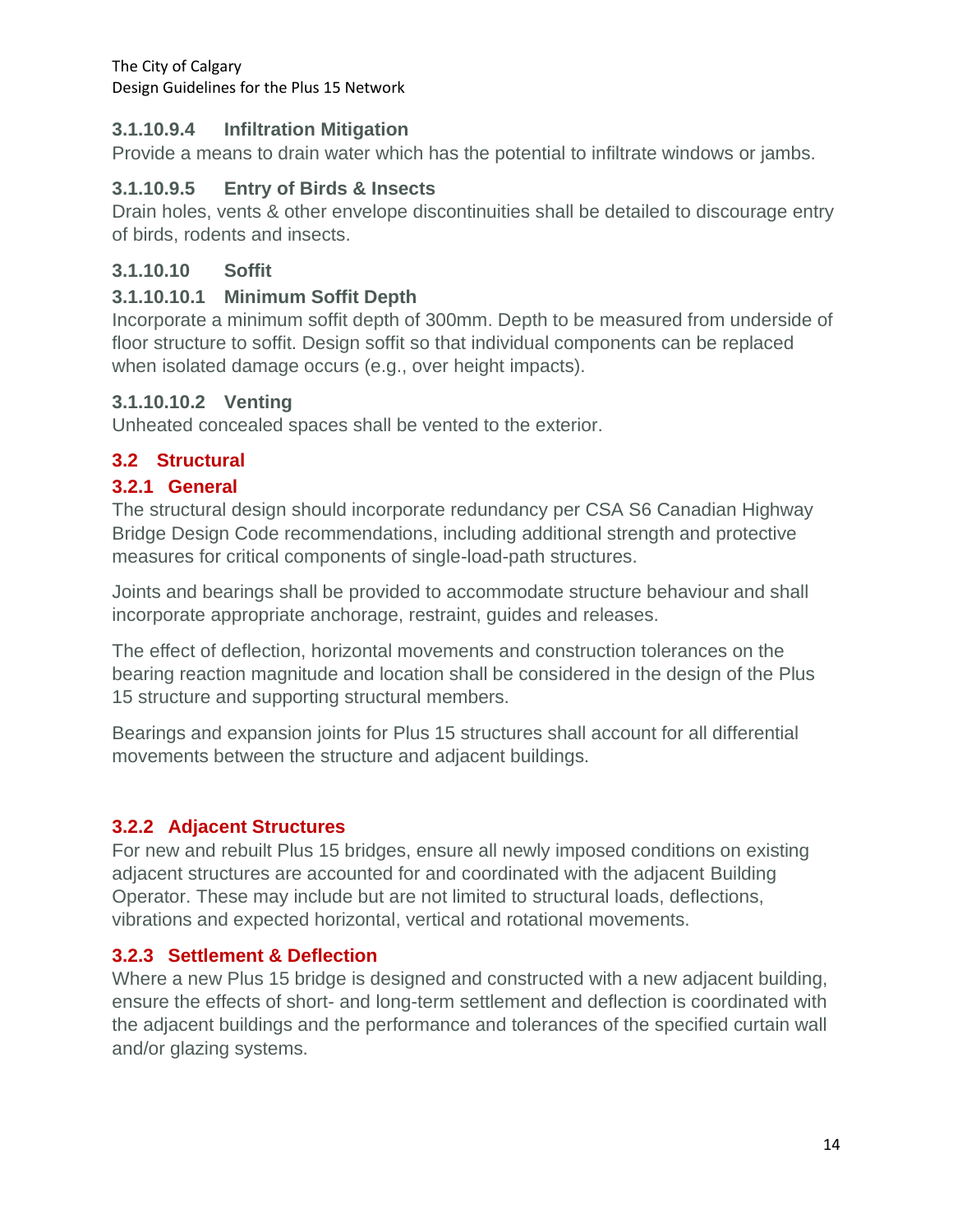#### 3.1.10.9.4 Infiltration Mitigation

Provide a means to drain water which has the potential to infiltrate windows or jambs.

#### 3.1.10.9.5 Entry of Birds & Insects

Drain holes, vents & other envelope discontinuities shall be detailed to discourage entry of birds, rodents and insects.

#### 3.1.10.10 Soffit

#### 3.1.10.10.1 Minimum Soffit Depth

Incorporate a minimum soffit depth of 300mm. Depth to be measured from underside of floor structure to soffit. Design soffit so that individual components can be replaced when isolated damage occurs (e.g., over height impacts).

#### 3.1.10.10.2 Venting

Unheated concealed spaces shall be vented to the exterior.

## 3.2 Structural

### 3.2.1 General

The structural design should incorporate redundancy per CSA S6 Canadian Highway Bridge Design Code recommendations, including additional strength and protective measures for critical components of single-load-path structures.

Joints and bearings shall be provided to accommodate structure behaviour and shall incorporate appropriate anchorage, restraint, guides and releases.

The effect of deflection, horizontal movements and construction tolerances on the bearing reaction magnitude and location shall be considered in the design of the Plus 15 structure and supporting structural members.

Bearings and expansion joints for Plus 15 structures shall account for all differential movements between the structure and adjacent buildings.

### 3.2.2 Adjacent Structures

For new and rebuilt Plus 15 bridges, ensure all newly imposed conditions on existing adjacent structures are accounted for and coordinated with the adjacent Building Operator. These may include but are not limited to structural loads, deflections, vibrations and expected horizontal, vertical and rotational movements.

### 3.2.3 Settlement & Deflection

Where a new Plus 15 bridge is designed and constructed with a new adjacent building, ensure the effects of short- and long-term settlement and deflection is coordinated with the adjacent buildings and the performance and tolerances of the specified curtain wall and/or glazing systems.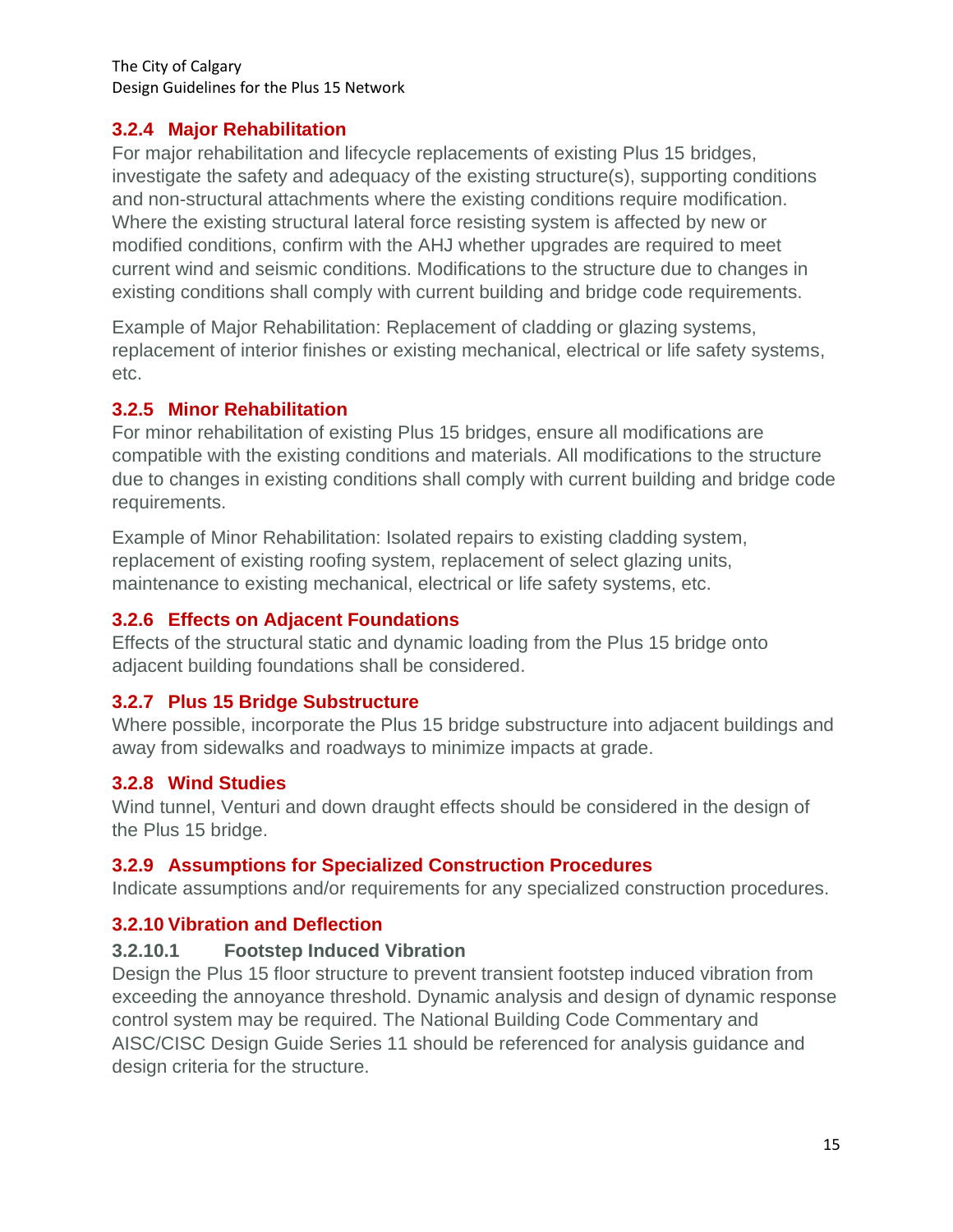### 3.2.4 Major Rehabilitation

For major rehabilitation and lifecycle replacements of existing Plus 15 bridges, investigate the safety and adequacy of the existing structure(s), supporting conditions and non-structural attachments where the existing conditions require modification. Where the existing structural lateral force resisting system is affected by new or modified conditions, confirm with the AHJ whether upgrades are required to meet current wind and seismic conditions. Modifications to the structure due to changes in existing conditions shall comply with current building and bridge code requirements.

Example of Major Rehabilitation: Replacement of cladding or glazing systems, replacement of interior finishes or existing mechanical, electrical or life safety systems, etc.

### 3.2.5 Minor Rehabilitation

For minor rehabilitation of existing Plus 15 bridges, ensure all modifications are compatible with the existing conditions and materials. All modifications to the structure due to changes in existing conditions shall comply with current building and bridge code requirements.

Example of Minor Rehabilitation: Isolated repairs to existing cladding system, replacement of existing roofing system, replacement of select glazing units, maintenance to existing mechanical, electrical or life safety systems, etc.

### 3.2.6 Effects on Adjacent Foundations

Effects of the structural static and dynamic loading from the Plus 15 bridge onto adjacent building foundations shall be considered.

### 3.2.7 Plus 15 Bridge Substructure

Where possible, incorporate the Plus 15 bridge substructure into adjacent buildings and away from sidewalks and roadways to minimize impacts at grade.

### 3.2.8 Wind Studies

Wind tunnel, Venturi and down draught effects should be considered in the design of the Plus 15 bridge.

### 3.2.9 Assumptions for Specialized Construction Procedures

Indicate assumptions and/or requirements for any specialized construction procedures.

### 3.2.10 Vibration and Deflection

#### 3.2.10.1 Footstep Induced Vibration

Design the Plus 15 floor structure to prevent transient footstep induced vibration from exceeding the annoyance threshold. Dynamic analysis and design of dynamic response control system may be required. The National Building Code Commentary and AISC/CISC Design Guide Series 11 should be referenced for analysis guidance and design criteria for the structure.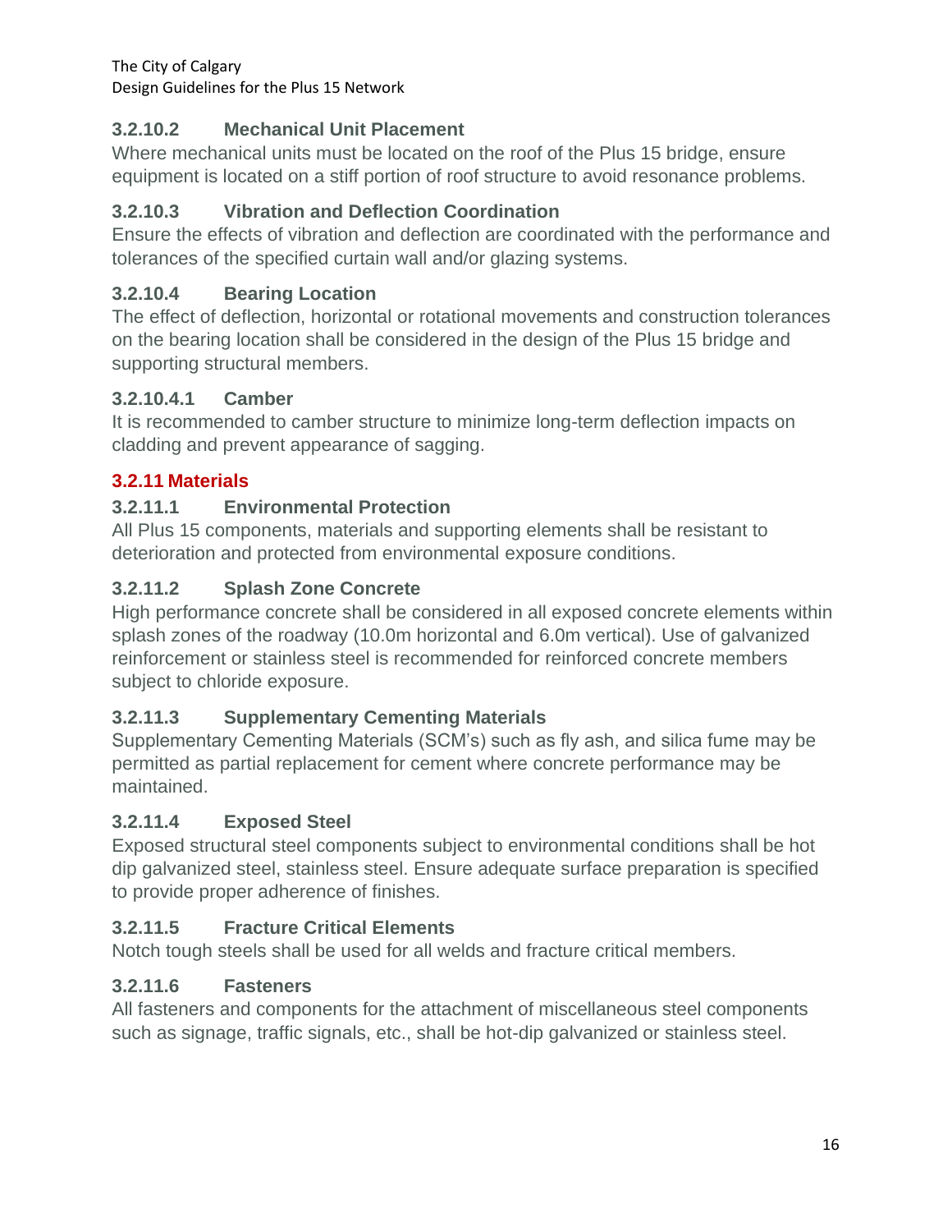#### 3.2.10.2 Mechanical Unit Placement

Where mechanical units must be located on the roof of the Plus 15 bridge, ensure equipment is located on a stiff portion of roof structure to avoid resonance problems.

#### 3.2.10.3 Vibration and Deflection Coordination

Ensure the effects of vibration and deflection are coordinated with the performance and tolerances of the specified curtain wall and/or glazing systems.

#### 3.2.10.4 Bearing Location

The effect of deflection, horizontal or rotational movements and construction tolerances on the bearing location shall be considered in the design of the Plus 15 bridge and supporting structural members.

##### 3.2.10.4.1 Camber

It is recommended to camber structure to minimize long-term deflection impacts on cladding and prevent appearance of sagging.

### 3.2.11 Materials

#### 3.2.11.1 Environmental Protection

All Plus 15 components, materials and supporting elements shall be resistant to deterioration and protected from environmental exposure conditions.

#### 3.2.11.2 Splash Zone Concrete

High performance concrete shall be considered in all exposed concrete elements within splash zones of the roadway (10.0m horizontal and 6.0m vertical). Use of galvanized reinforcement or stainless steel is recommended for reinforced concrete members subject to chloride exposure.

#### 3.2.11.3 Supplementary Cementing Materials

Supplementary Cementing Materials (SCM's) such as fly ash, and silica fume may be permitted as partial replacement for cement where concrete performance may be maintained.

#### 3.2.11.4 Exposed Steel

Exposed structural steel components subject to environmental conditions shall be hot dip galvanized steel, stainless steel. Ensure adequate surface preparation is specified to provide proper adherence of finishes.

#### 3.2.11.5 Fracture Critical Elements

Notch tough steels shall be used for all welds and fracture critical members.

#### 3.2.11.6 Fasteners

All fasteners and components for the attachment of miscellaneous steel components such as signage, traffic signals, etc., shall be hot-dip galvanized or stainless steel.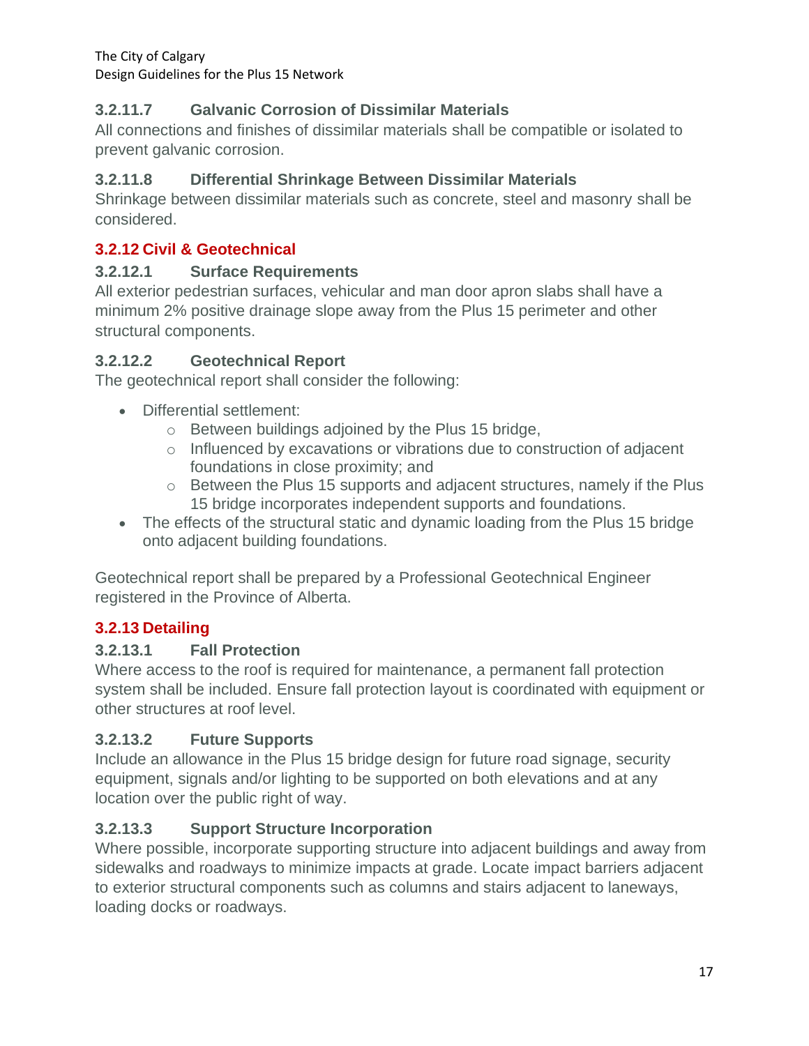#### 3.2.11.7 Galvanic Corrosion of Dissimilar Materials

All connections and finishes of dissimilar materials shall be compatible or isolated to prevent galvanic corrosion.

#### 3.2.11.8 Differential Shrinkage Between Dissimilar Materials

Shrinkage between dissimilar materials such as concrete, steel and masonry shall be considered.

### 3.2.12 Civil & Geotechnical

#### 3.2.12.1 Surface Requirements

All exterior pedestrian surfaces, vehicular and man door apron slabs shall have a minimum 2% positive drainage slope away from the Plus 15 perimeter and other structural components.

#### 3.2.12.2 Geotechnical Report

The geotechnical report shall consider the following:

- Differential settlement:
  - Between buildings adjoined by the Plus 15 bridge,
  - Influenced by excavations or vibrations due to construction of adjacent foundations in close proximity; and
  - Between the Plus 15 supports and adjacent structures, namely if the Plus 15 bridge incorporates independent supports and foundations.
- The effects of the structural static and dynamic loading from the Plus 15 bridge onto adjacent building foundations.

Geotechnical report shall be prepared by a Professional Geotechnical Engineer registered in the Province of Alberta.

### 3.2.13 Detailing

#### 3.2.13.1 Fall Protection

Where access to the roof is required for maintenance, a permanent fall protection system shall be included. Ensure fall protection layout is coordinated with equipment or other structures at roof level.

#### 3.2.13.2 Future Supports

Include an allowance in the Plus 15 bridge design for future road signage, security equipment, signals and/or lighting to be supported on both elevations and at any location over the public right of way.

#### 3.2.13.3 Support Structure Incorporation

Where possible, incorporate supporting structure into adjacent buildings and away from sidewalks and roadways to minimize impacts at grade. Locate impact barriers adjacent to exterior structural components such as columns and stairs adjacent to laneways, loading docks or roadways.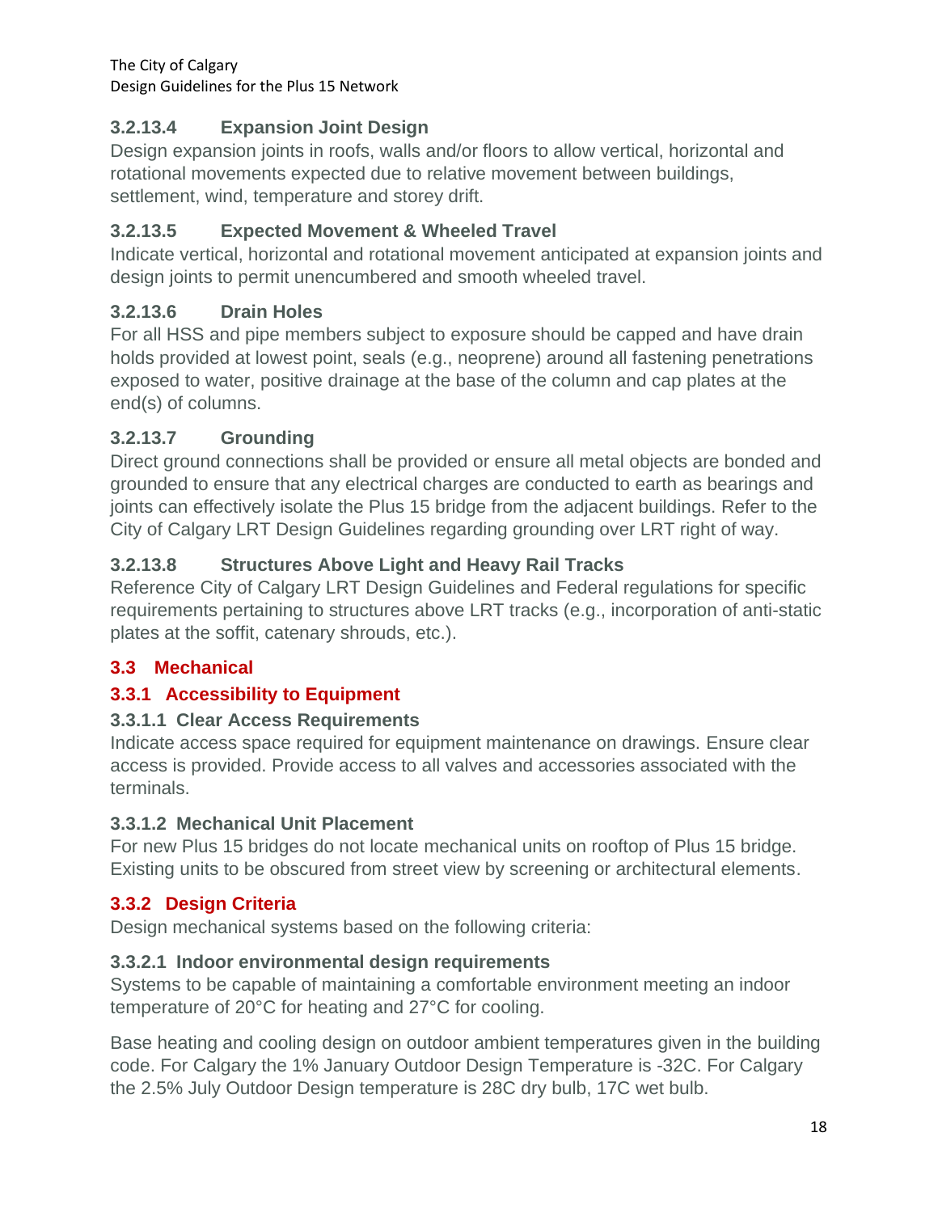#### 3.2.13.4 Expansion Joint Design

Design expansion joints in roofs, walls and/or floors to allow vertical, horizontal and rotational movements expected due to relative movement between buildings, settlement, wind, temperature and storey drift.

#### 3.2.13.5 Expected Movement & Wheeled Travel

Indicate vertical, horizontal and rotational movement anticipated at expansion joints and design joints to permit unencumbered and smooth wheeled travel.

#### 3.2.13.6 Drain Holes

For all HSS and pipe members subject to exposure should be capped and have drain holds provided at lowest point, seals (e.g., neoprene) around all fastening penetrations exposed to water, positive drainage at the base of the column and cap plates at the end(s) of columns.

#### 3.2.13.7 Grounding

Direct ground connections shall be provided or ensure all metal objects are bonded and grounded to ensure that any electrical charges are conducted to earth as bearings and joints can effectively isolate the Plus 15 bridge from the adjacent buildings. Refer to the City of Calgary LRT Design Guidelines regarding grounding over LRT right of way.

#### 3.2.13.8 Structures Above Light and Heavy Rail Tracks

Reference City of Calgary LRT Design Guidelines and Federal regulations for specific requirements pertaining to structures above LRT tracks (e.g., incorporation of anti-static plates at the soffit, catenary shrouds, etc.).

## 3.3 Mechanical

### 3.3.1 Accessibility to Equipment

#### 3.3.1.1 Clear Access Requirements

Indicate access space required for equipment maintenance on drawings. Ensure clear access is provided. Provide access to all valves and accessories associated with the terminals.

#### 3.3.1.2 Mechanical Unit Placement

For new Plus 15 bridges do not locate mechanical units on rooftop of Plus 15 bridge. Existing units to be obscured from street view by screening or architectural elements.

### 3.3.2 Design Criteria

Design mechanical systems based on the following criteria:

#### 3.3.2.1 Indoor environmental design requirements

Systems to be capable of maintaining a comfortable environment meeting an indoor temperature of 20°C for heating and 27°C for cooling.

Base heating and cooling design on outdoor ambient temperatures given in the building code. For Calgary the 1% January Outdoor Design Temperature is -32C. For Calgary the 2.5% July Outdoor Design temperature is 28C dry bulb, 17C wet bulb.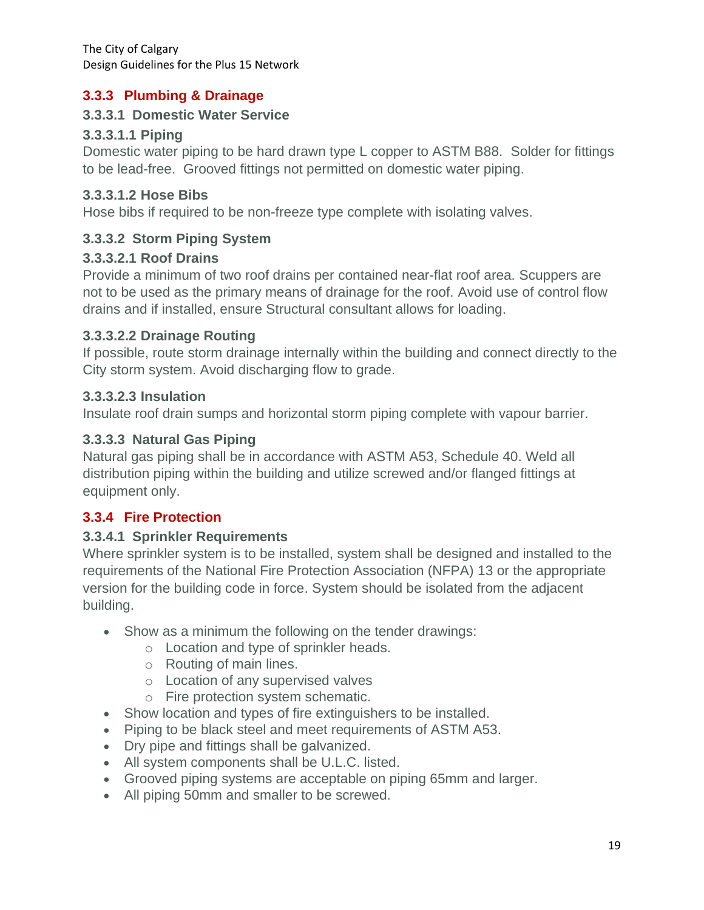### 3.3.3 Plumbing & Drainage

#### 3.3.3.1 Domestic Water Service

##### 3.3.3.1.1 Piping

Domestic water piping to be hard drawn type L copper to ASTM B88. Solder for fittings to be lead-free. Grooved fittings not permitted on domestic water piping.

##### 3.3.3.1.2 Hose Bibs

Hose bibs if required to be non-freeze type complete with isolating valves.

#### 3.3.3.2 Storm Piping System

##### 3.3.3.2.1 Roof Drains

Provide a minimum of two roof drains per contained near-flat roof area. Scuppers are not to be used as the primary means of drainage for the roof. Avoid use of control flow drains and if installed, ensure Structural consultant allows for loading.

##### 3.3.3.2.2 Drainage Routing

If possible, route storm drainage internally within the building and connect directly to the City storm system. Avoid discharging flow to grade.

##### 3.3.3.2.3 Insulation

Insulate roof drain sumps and horizontal storm piping complete with vapour barrier.

#### 3.3.3.3 Natural Gas Piping

Natural gas piping shall be in accordance with ASTM A53, Schedule 40. Weld all distribution piping within the building and utilize screwed and/or flanged fittings at equipment only.

### 3.3.4 Fire Protection

#### 3.3.4.1 Sprinkler Requirements

Where sprinkler system is to be installed, system shall be designed and installed to the requirements of the National Fire Protection Association (NFPA) 13 or the appropriate version for the building code in force. System should be isolated from the adjacent building.

- Show as a minimum the following on the tender drawings:
  - Location and type of sprinkler heads.
  - Routing of main lines.
  - Location of any supervised valves
  - Fire protection system schematic.
- Show location and types of fire extinguishers to be installed.
- Piping to be black steel and meet requirements of ASTM A53.
- Dry pipe and fittings shall be galvanized.
- All system components shall be U.L.C. listed.
- Grooved piping systems are acceptable on piping 65mm and larger.
- All piping 50mm and smaller to be screwed.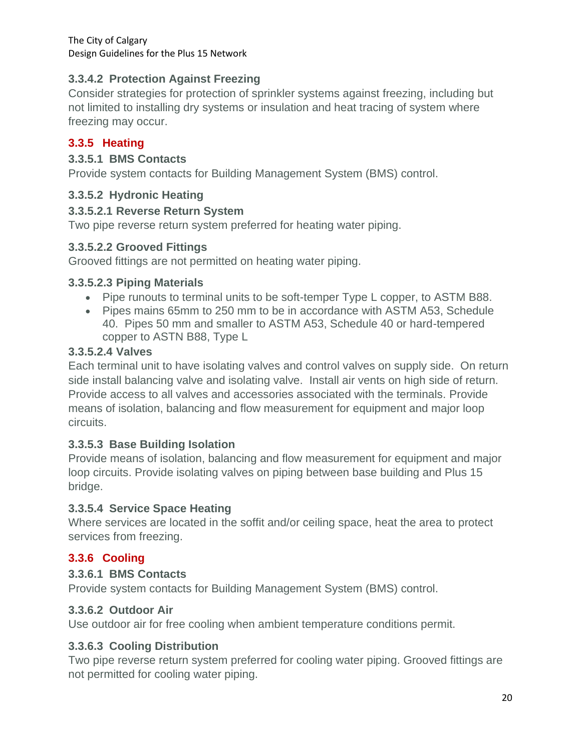### 3.3.4.2 Protection Against Freezing

Consider strategies for protection of sprinkler systems against freezing, including but not limited to installing dry systems or insulation and heat tracing of system where freezing may occur.

## 3.3.5 Heating

### 3.3.5.1 BMS Contacts

Provide system contacts for Building Management System (BMS) control.

### 3.3.5.2 Hydronic Heating

#### 3.3.5.2.1 Reverse Return System

Two pipe reverse return system preferred for heating water piping.

#### 3.3.5.2.2 Grooved Fittings

Grooved fittings are not permitted on heating water piping.

#### 3.3.5.2.3 Piping Materials

- Pipe runouts to terminal units to be soft-temper Type L copper, to ASTM B88.
- Pipes mains 65mm to 250 mm to be in accordance with ASTM A53, Schedule 40. Pipes 50 mm and smaller to ASTM A53, Schedule 40 or hard-tempered copper to ASTN B88, Type L

#### 3.3.5.2.4 Valves

Each terminal unit to have isolating valves and control valves on supply side. On return side install balancing valve and isolating valve. Install air vents on high side of return. Provide access to all valves and accessories associated with the terminals. Provide means of isolation, balancing and flow measurement for equipment and major loop circuits.

### 3.3.5.3 Base Building Isolation

Provide means of isolation, balancing and flow measurement for equipment and major loop circuits. Provide isolating valves on piping between base building and Plus 15 bridge.

### 3.3.5.4 Service Space Heating

Where services are located in the soffit and/or ceiling space, heat the area to protect services from freezing.

## 3.3.6 Cooling

### 3.3.6.1 BMS Contacts

Provide system contacts for Building Management System (BMS) control.

### 3.3.6.2 Outdoor Air

Use outdoor air for free cooling when ambient temperature conditions permit.

### 3.3.6.3 Cooling Distribution

Two pipe reverse return system preferred for cooling water piping. Grooved fittings are not permitted for cooling water piping.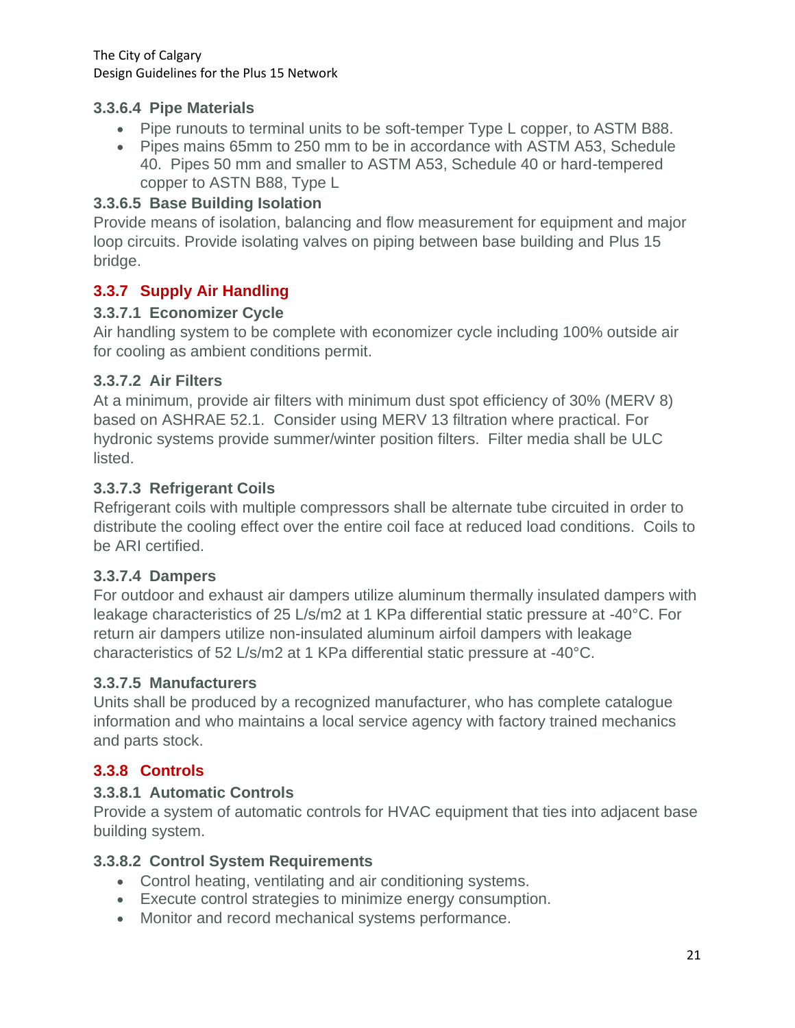#### 3.3.6.4 Pipe Materials

- Pipe runouts to terminal units to be soft-temper Type L copper, to ASTM B88.
- Pipes mains 65mm to 250 mm to be in accordance with ASTM A53, Schedule 40. Pipes 50 mm and smaller to ASTM A53, Schedule 40 or hard-tempered copper to ASTN B88, Type L

#### 3.3.6.5 Base Building Isolation

Provide means of isolation, balancing and flow measurement for equipment and major loop circuits. Provide isolating valves on piping between base building and Plus 15 bridge.

### 3.3.7 Supply Air Handling

#### 3.3.7.1 Economizer Cycle

Air handling system to be complete with economizer cycle including 100% outside air for cooling as ambient conditions permit.

#### 3.3.7.2 Air Filters

At a minimum, provide air filters with minimum dust spot efficiency of 30% (MERV 8) based on ASHRAE 52.1. Consider using MERV 13 filtration where practical. For hydronic systems provide summer/winter position filters. Filter media shall be ULC listed.

#### 3.3.7.3 Refrigerant Coils

Refrigerant coils with multiple compressors shall be alternate tube circuited in order to distribute the cooling effect over the entire coil face at reduced load conditions. Coils to be ARI certified.

#### 3.3.7.4 Dampers

For outdoor and exhaust air dampers utilize aluminum thermally insulated dampers with leakage characteristics of 25 L/s/m2 at 1 KPa differential static pressure at -40°C. For return air dampers utilize non-insulated aluminum airfoil dampers with leakage characteristics of 52 L/s/m2 at 1 KPa differential static pressure at -40°C.

#### 3.3.7.5 Manufacturers

Units shall be produced by a recognized manufacturer, who has complete catalogue information and who maintains a local service agency with factory trained mechanics and parts stock.

### 3.3.8 Controls

#### 3.3.8.1 Automatic Controls

Provide a system of automatic controls for HVAC equipment that ties into adjacent base building system.

#### 3.3.8.2 Control System Requirements

- Control heating, ventilating and air conditioning systems.
- Execute control strategies to minimize energy consumption.
- Monitor and record mechanical systems performance.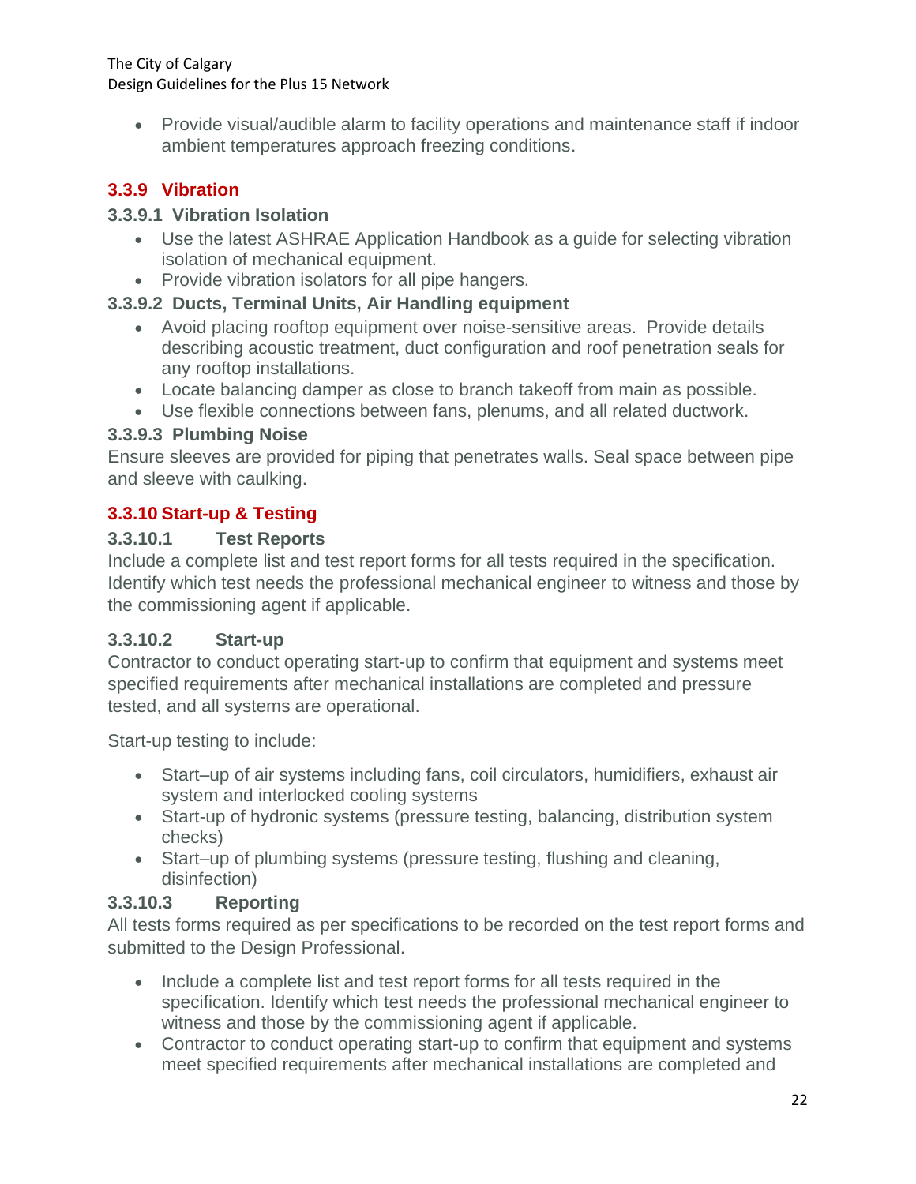- Provide visual/audible alarm to facility operations and maintenance staff if indoor ambient temperatures approach freezing conditions.

### 3.3.9 Vibration

#### 3.3.9.1 Vibration Isolation

- Use the latest ASHRAE Application Handbook as a guide for selecting vibration isolation of mechanical equipment.
- Provide vibration isolators for all pipe hangers.

#### 3.3.9.2 Ducts, Terminal Units, Air Handling equipment

- Avoid placing rooftop equipment over noise-sensitive areas.  Provide details describing acoustic treatment, duct configuration and roof penetration seals for any rooftop installations.
- Locate balancing damper as close to branch takeoff from main as possible.
- Use flexible connections between fans, plenums, and all related ductwork.

#### 3.3.9.3 Plumbing Noise

Ensure sleeves are provided for piping that penetrates walls. Seal space between pipe and sleeve with caulking.

### 3.3.10 Start-up & Testing

#### 3.3.10.1 Test Reports

Include a complete list and test report forms for all tests required in the specification. Identify which test needs the professional mechanical engineer to witness and those by the commissioning agent if applicable.

#### 3.3.10.2 Start-up

Contractor to conduct operating start-up to confirm that equipment and systems meet specified requirements after mechanical installations are completed and pressure tested, and all systems are operational.

Start-up testing to include:

- Start–up of air systems including fans, coil circulators, humidifiers, exhaust air system and interlocked cooling systems
- Start-up of hydronic systems (pressure testing, balancing, distribution system checks)
- Start–up of plumbing systems (pressure testing, flushing and cleaning, disinfection)

#### 3.3.10.3 Reporting

All tests forms required as per specifications to be recorded on the test report forms and submitted to the Design Professional.

- Include a complete list and test report forms for all tests required in the specification. Identify which test needs the professional mechanical engineer to witness and those by the commissioning agent if applicable.
- Contractor to conduct operating start-up to confirm that equipment and systems meet specified requirements after mechanical installations are completed and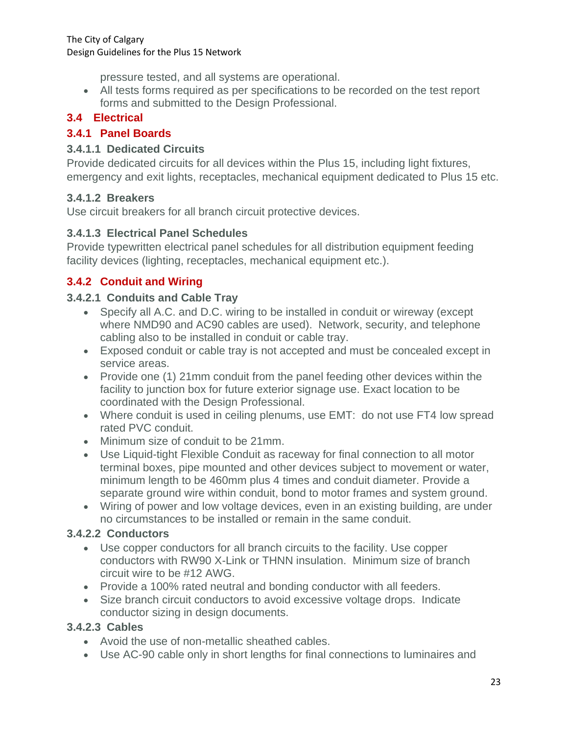pressure tested, and all systems are operational.
- All tests forms required as per specifications to be recorded on the test report forms and submitted to the Design Professional.

## 3.4 Electrical

### 3.4.1 Panel Boards

#### 3.4.1.1 Dedicated Circuits

Provide dedicated circuits for all devices within the Plus 15, including light fixtures, emergency and exit lights, receptacles, mechanical equipment dedicated to Plus 15 etc.

#### 3.4.1.2 Breakers

Use circuit breakers for all branch circuit protective devices.

#### 3.4.1.3 Electrical Panel Schedules

Provide typewritten electrical panel schedules for all distribution equipment feeding facility devices (lighting, receptacles, mechanical equipment etc.).

### 3.4.2 Conduit and Wiring

#### 3.4.2.1 Conduits and Cable Tray

- Specify all A.C. and D.C. wiring to be installed in conduit or wireway (except where NMD90 and AC90 cables are used). Network, security, and telephone cabling also to be installed in conduit or cable tray.
- Exposed conduit or cable tray is not accepted and must be concealed except in service areas.
- Provide one (1) 21mm conduit from the panel feeding other devices within the facility to junction box for future exterior signage use. Exact location to be coordinated with the Design Professional.
- Where conduit is used in ceiling plenums, use EMT: do not use FT4 low spread rated PVC conduit.
- Minimum size of conduit to be 21mm.
- Use Liquid-tight Flexible Conduit as raceway for final connection to all motor terminal boxes, pipe mounted and other devices subject to movement or water, minimum length to be 460mm plus 4 times and conduit diameter. Provide a separate ground wire within conduit, bond to motor frames and system ground.
- Wiring of power and low voltage devices, even in an existing building, are under no circumstances to be installed or remain in the same conduit.

#### 3.4.2.2 Conductors

- Use copper conductors for all branch circuits to the facility. Use copper conductors with RW90 X-Link or THNN insulation. Minimum size of branch circuit wire to be #12 AWG.
- Provide a 100% rated neutral and bonding conductor with all feeders.
- Size branch circuit conductors to avoid excessive voltage drops. Indicate conductor sizing in design documents.

#### 3.4.2.3 Cables

- Avoid the use of non-metallic sheathed cables.
- Use AC-90 cable only in short lengths for final connections to luminaires and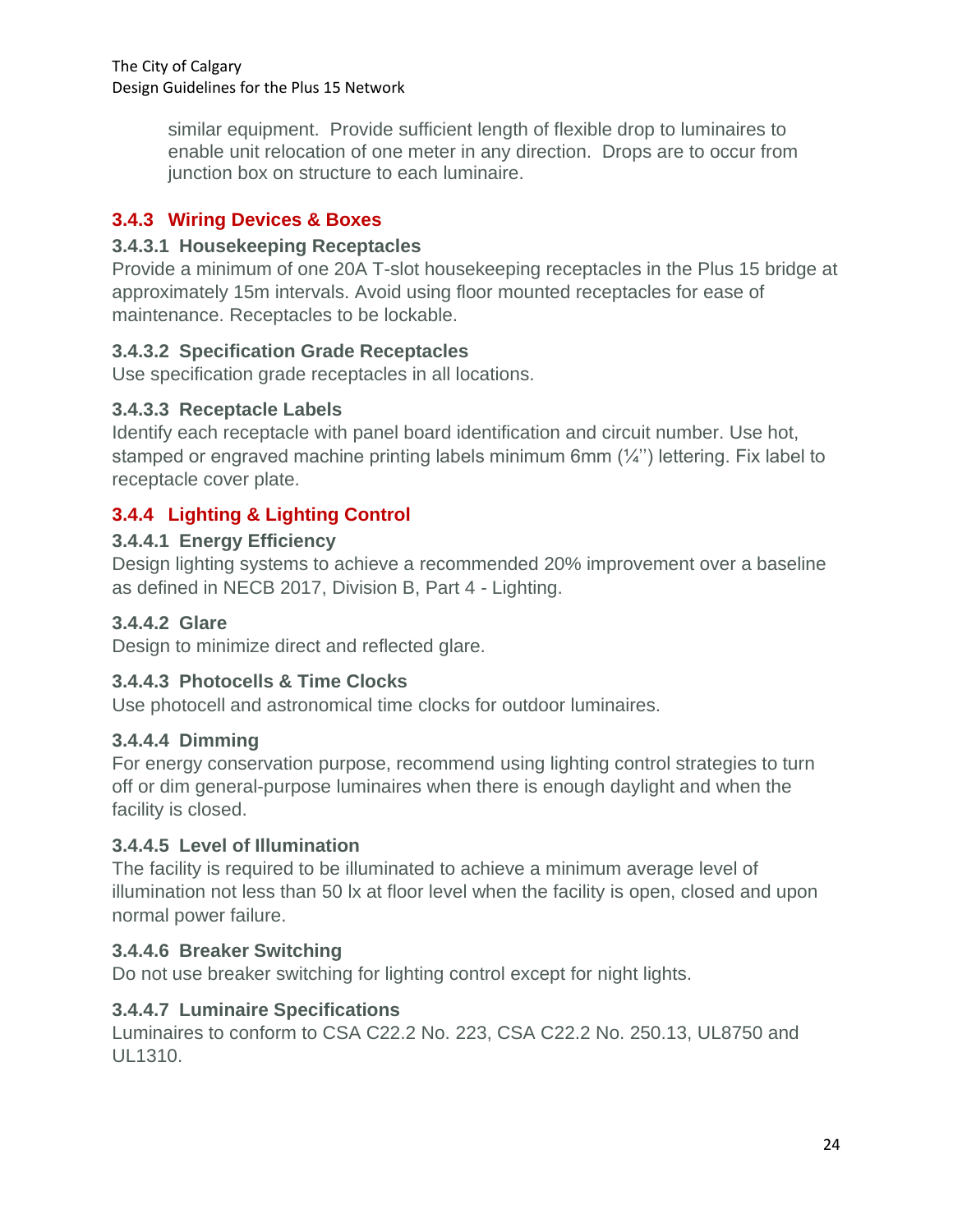similar equipment. Provide sufficient length of flexible drop to luminaires to enable unit relocation of one meter in any direction. Drops are to occur from junction box on structure to each luminaire.

### 3.4.3 Wiring Devices & Boxes

#### 3.4.3.1 Housekeeping Receptacles

Provide a minimum of one 20A T-slot housekeeping receptacles in the Plus 15 bridge at approximately 15m intervals. Avoid using floor mounted receptacles for ease of maintenance. Receptacles to be lockable.

#### 3.4.3.2 Specification Grade Receptacles

Use specification grade receptacles in all locations.

#### 3.4.3.3 Receptacle Labels

Identify each receptacle with panel board identification and circuit number. Use hot, stamped or engraved machine printing labels minimum 6mm (¼'') lettering. Fix label to receptacle cover plate.

### 3.4.4 Lighting & Lighting Control

#### 3.4.4.1 Energy Efficiency

Design lighting systems to achieve a recommended 20% improvement over a baseline as defined in NECB 2017, Division B, Part 4 - Lighting.

#### 3.4.4.2 Glare

Design to minimize direct and reflected glare.

#### 3.4.4.3 Photocells & Time Clocks

Use photocell and astronomical time clocks for outdoor luminaires.

#### 3.4.4.4 Dimming

For energy conservation purpose, recommend using lighting control strategies to turn off or dim general-purpose luminaires when there is enough daylight and when the facility is closed.

#### 3.4.4.5 Level of Illumination

The facility is required to be illuminated to achieve a minimum average level of illumination not less than 50 lx at floor level when the facility is open, closed and upon normal power failure.

#### 3.4.4.6 Breaker Switching

Do not use breaker switching for lighting control except for night lights.

#### 3.4.4.7 Luminaire Specifications

Luminaires to conform to CSA C22.2 No. 223, CSA C22.2 No. 250.13, UL8750 and UL1310.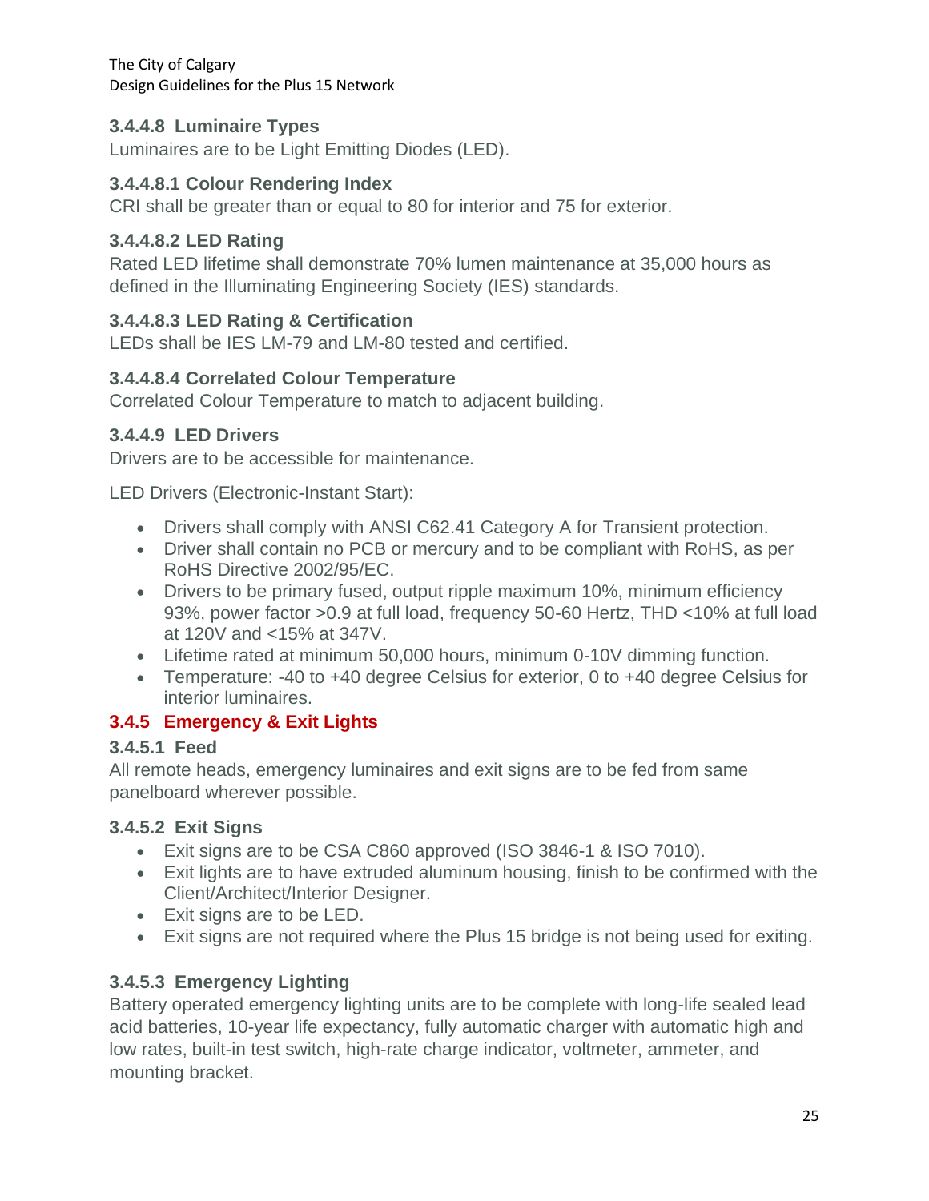#### 3.4.4.8 Luminaire Types

Luminaires are to be Light Emitting Diodes (LED).

##### 3.4.4.8.1 Colour Rendering Index

CRI shall be greater than or equal to 80 for interior and 75 for exterior.

##### 3.4.4.8.2 LED Rating

Rated LED lifetime shall demonstrate 70% lumen maintenance at 35,000 hours as defined in the Illuminating Engineering Society (IES) standards.

##### 3.4.4.8.3 LED Rating & Certification

LEDs shall be IES LM-79 and LM-80 tested and certified.

##### 3.4.4.8.4 Correlated Colour Temperature

Correlated Colour Temperature to match to adjacent building.

#### 3.4.4.9 LED Drivers

Drivers are to be accessible for maintenance.

LED Drivers (Electronic-Instant Start):

- Drivers shall comply with ANSI C62.41 Category A for Transient protection.
- Driver shall contain no PCB or mercury and to be compliant with RoHS, as per RoHS Directive 2002/95/EC.
- Drivers to be primary fused, output ripple maximum 10%, minimum efficiency 93%, power factor >0.9 at full load, frequency 50-60 Hertz, THD <10% at full load at 120V and <15% at 347V.
- Lifetime rated at minimum 50,000 hours, minimum 0-10V dimming function.
- Temperature: -40 to +40 degree Celsius for exterior, 0 to +40 degree Celsius for interior luminaires.

### 3.4.5 Emergency & Exit Lights

#### 3.4.5.1 Feed

All remote heads, emergency luminaires and exit signs are to be fed from same panelboard wherever possible.

#### 3.4.5.2 Exit Signs

- Exit signs are to be CSA C860 approved (ISO 3846-1 & ISO 7010).
- Exit lights are to have extruded aluminum housing, finish to be confirmed with the Client/Architect/Interior Designer.
- Exit signs are to be LED.
- Exit signs are not required where the Plus 15 bridge is not being used for exiting.

#### 3.4.5.3 Emergency Lighting

Battery operated emergency lighting units are to be complete with long-life sealed lead acid batteries, 10-year life expectancy, fully automatic charger with automatic high and low rates, built-in test switch, high-rate charge indicator, voltmeter, ammeter, and mounting bracket.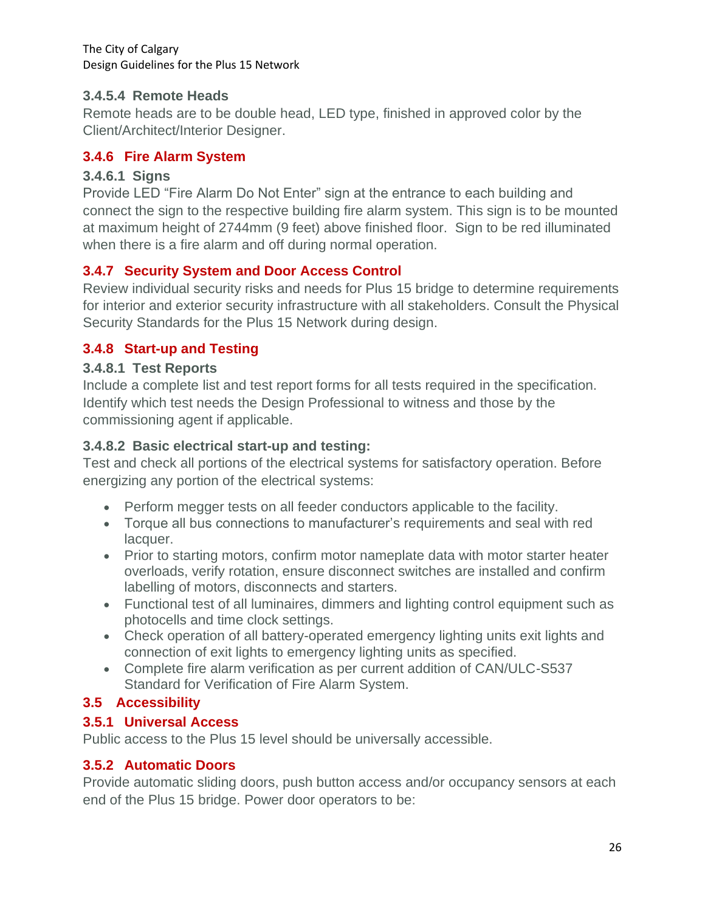#### 3.4.5.4 Remote Heads

Remote heads are to be double head, LED type, finished in approved color by the Client/Architect/Interior Designer.

### 3.4.6 Fire Alarm System

#### 3.4.6.1 Signs

Provide LED “Fire Alarm Do Not Enter” sign at the entrance to each building and connect the sign to the respective building fire alarm system. This sign is to be mounted at maximum height of 2744mm (9 feet) above finished floor. Sign to be red illuminated when there is a fire alarm and off during normal operation.

### 3.4.7 Security System and Door Access Control

Review individual security risks and needs for Plus 15 bridge to determine requirements for interior and exterior security infrastructure with all stakeholders. Consult the Physical Security Standards for the Plus 15 Network during design.

### 3.4.8 Start-up and Testing

#### 3.4.8.1 Test Reports

Include a complete list and test report forms for all tests required in the specification. Identify which test needs the Design Professional to witness and those by the commissioning agent if applicable.

#### 3.4.8.2 Basic electrical start-up and testing:

Test and check all portions of the electrical systems for satisfactory operation. Before energizing any portion of the electrical systems:

- Perform megger tests on all feeder conductors applicable to the facility.
- Torque all bus connections to manufacturer’s requirements and seal with red lacquer.
- Prior to starting motors, confirm motor nameplate data with motor starter heater overloads, verify rotation, ensure disconnect switches are installed and confirm labelling of motors, disconnects and starters.
- Functional test of all luminaires, dimmers and lighting control equipment such as photocells and time clock settings.
- Check operation of all battery-operated emergency lighting units exit lights and connection of exit lights to emergency lighting units as specified.
- Complete fire alarm verification as per current addition of CAN/ULC-S537 Standard for Verification of Fire Alarm System.

## 3.5 Accessibility

### 3.5.1 Universal Access

Public access to the Plus 15 level should be universally accessible.

### 3.5.2 Automatic Doors

Provide automatic sliding doors, push button access and/or occupancy sensors at each end of the Plus 15 bridge. Power door operators to be: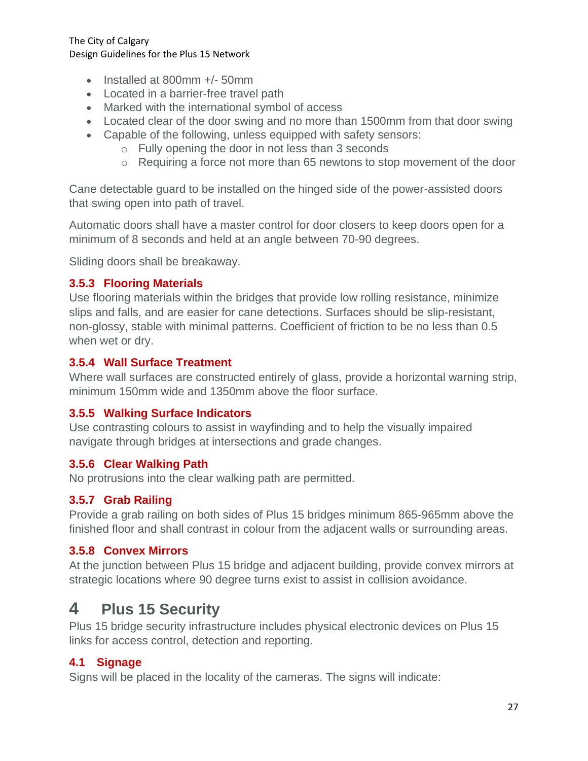- Installed at 800mm +/- 50mm
- Located in a barrier-free travel path
- Marked with the international symbol of access
- Located clear of the door swing and no more than 1500mm from that door swing
- Capable of the following, unless equipped with safety sensors:
  - Fully opening the door in not less than 3 seconds
  - Requiring a force not more than 65 newtons to stop movement of the door

Cane detectable guard to be installed on the hinged side of the power-assisted doors that swing open into path of travel.

Automatic doors shall have a master control for door closers to keep doors open for a minimum of 8 seconds and held at an angle between 70-90 degrees.

Sliding doors shall be breakaway.

### 3.5.3 Flooring Materials

Use flooring materials within the bridges that provide low rolling resistance, minimize slips and falls, and are easier for cane detections. Surfaces should be slip-resistant, non-glossy, stable with minimal patterns. Coefficient of friction to be no less than 0.5 when wet or dry.

### 3.5.4 Wall Surface Treatment

Where wall surfaces are constructed entirely of glass, provide a horizontal warning strip, minimum 150mm wide and 1350mm above the floor surface.

### 3.5.5 Walking Surface Indicators

Use contrasting colours to assist in wayfinding and to help the visually impaired navigate through bridges at intersections and grade changes.

### 3.5.6 Clear Walking Path

No protrusions into the clear walking path are permitted.

### 3.5.7 Grab Railing

Provide a grab railing on both sides of Plus 15 bridges minimum 865-965mm above the finished floor and shall contrast in colour from the adjacent walls or surrounding areas.

### 3.5.8 Convex Mirrors

At the junction between Plus 15 bridge and adjacent building, provide convex mirrors at strategic locations where 90 degree turns exist to assist in collision avoidance.

# 4 Plus 15 Security

Plus 15 bridge security infrastructure includes physical electronic devices on Plus 15 links for access control, detection and reporting.

## 4.1 Signage

Signs will be placed in the locality of the cameras. The signs will indicate: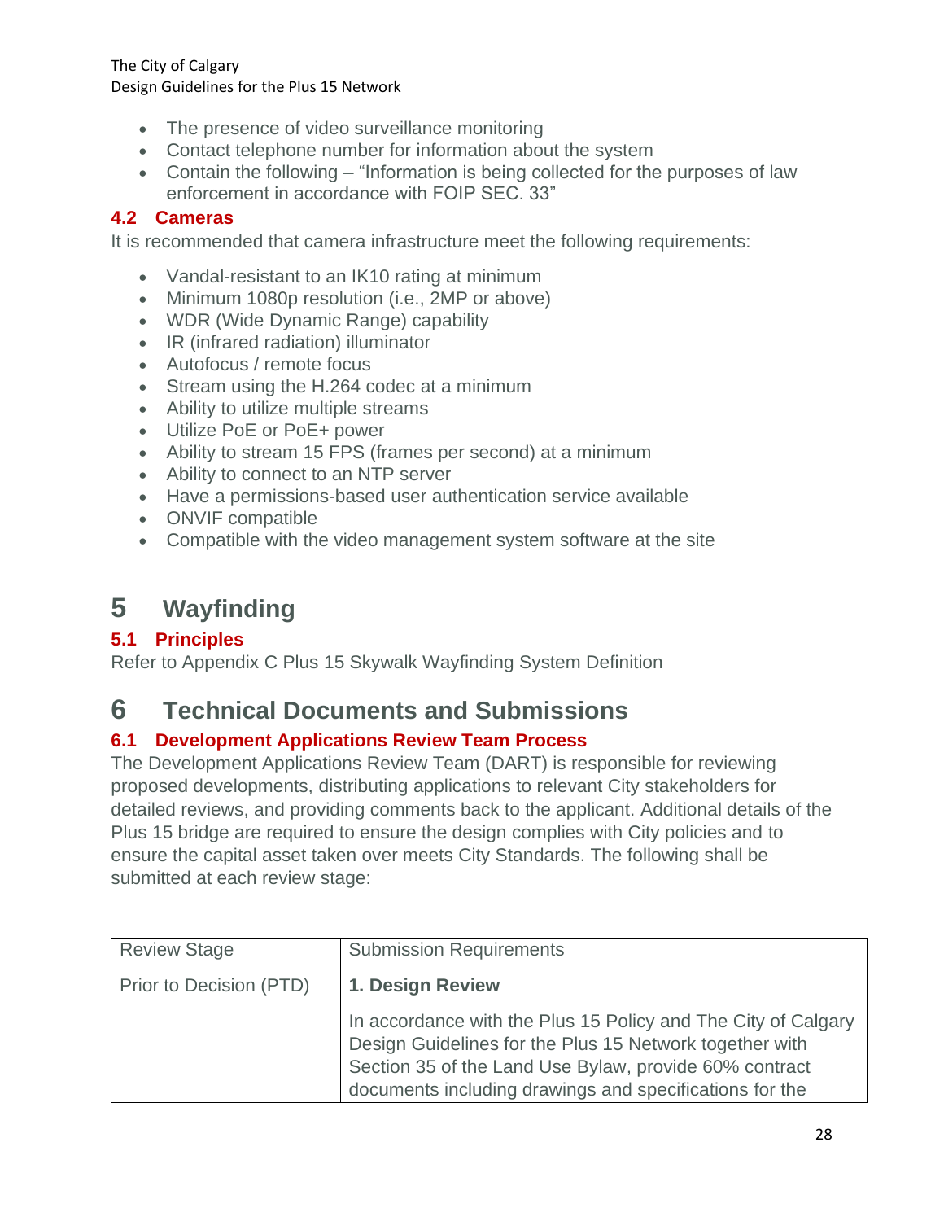- The presence of video surveillance monitoring
- Contact telephone number for information about the system
- Contain the following – "Information is being collected for the purposes of law enforcement in accordance with FOIP SEC. 33"

### 4.2 Cameras

It is recommended that camera infrastructure meet the following requirements:

- Vandal-resistant to an IK10 rating at minimum
- Minimum 1080p resolution (i.e., 2MP or above)
- WDR (Wide Dynamic Range) capability
- IR (infrared radiation) illuminator
- Autofocus / remote focus
- Stream using the H.264 codec at a minimum
- Ability to utilize multiple streams
- Utilize PoE or PoE+ power
- Ability to stream 15 FPS (frames per second) at a minimum
- Ability to connect to an NTP server
- Have a permissions-based user authentication service available
- ONVIF compatible
- Compatible with the video management system software at the site

# 5 Wayfinding

### 5.1 Principles

Refer to Appendix C Plus 15 Skywalk Wayfinding System Definition

# 6 Technical Documents and Submissions

### 6.1 Development Applications Review Team Process

The Development Applications Review Team (DART) is responsible for reviewing proposed developments, distributing applications to relevant City stakeholders for detailed reviews, and providing comments back to the applicant. Additional details of the Plus 15 bridge are required to ensure the design complies with City policies and to ensure the capital asset taken over meets City Standards. The following shall be submitted at each review stage:

| Review Stage | Submission Requirements |
| --- | --- |
| Prior to Decision (PTD) | **1. Design Review**<br><br>In accordance with the Plus 15 Policy and The City of Calgary Design Guidelines for the Plus 15 Network together with Section 35 of the Land Use Bylaw, provide 60% contract documents including drawings and specifications for the |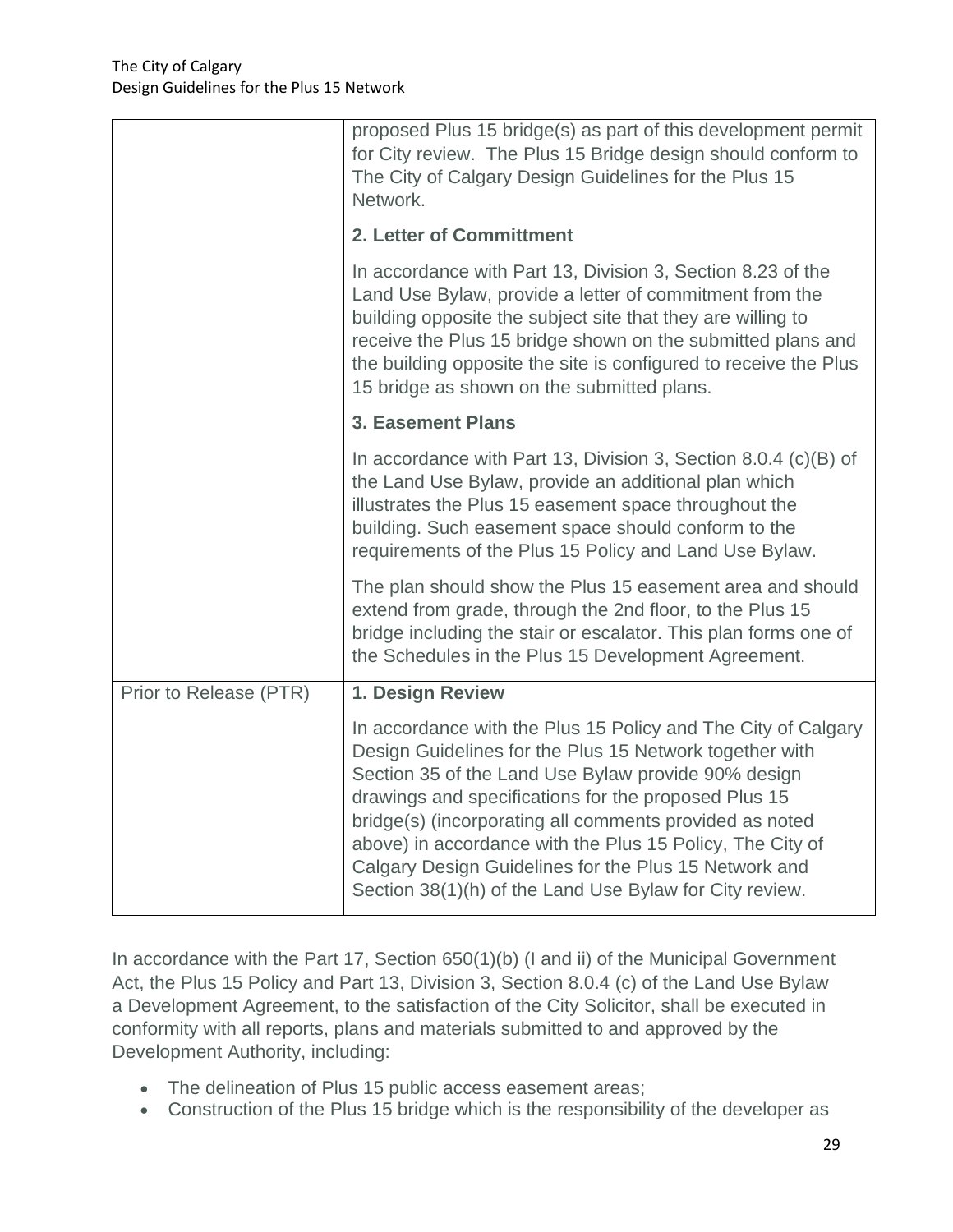| | |
|---|---|
| | proposed Plus 15 bridge(s) as part of this development permit for City review. The Plus 15 Bridge design should conform to The City of Calgary Design Guidelines for the Plus 15 Network.<br><br>**2. Letter of Committment**<br><br>In accordance with Part 13, Division 3, Section 8.23 of the Land Use Bylaw, provide a letter of commitment from the building opposite the subject site that they are willing to receive the Plus 15 bridge shown on the submitted plans and the building opposite the site is configured to receive the Plus 15 bridge as shown on the submitted plans.<br><br>**3. Easement Plans**<br><br>In accordance with Part 13, Division 3, Section 8.0.4 (c)(B) of the Land Use Bylaw, provide an additional plan which illustrates the Plus 15 easement space throughout the building. Such easement space should conform to the requirements of the Plus 15 Policy and Land Use Bylaw.<br><br>The plan should show the Plus 15 easement area and should extend from grade, through the 2nd floor, to the Plus 15 bridge including the stair or escalator. This plan forms one of the Schedules in the Plus 15 Development Agreement. |
| Prior to Release (PTR) | **1. Design Review**<br><br>In accordance with the Plus 15 Policy and The City of Calgary Design Guidelines for the Plus 15 Network together with Section 35 of the Land Use Bylaw provide 90% design drawings and specifications for the proposed Plus 15 bridge(s) (incorporating all comments provided as noted above) in accordance with the Plus 15 Policy, The City of Calgary Design Guidelines for the Plus 15 Network and Section 38(1)(h) of the Land Use Bylaw for City review. |

In accordance with the Part 17, Section 650(1)(b) (I and ii) of the Municipal Government Act, the Plus 15 Policy and Part 13, Division 3, Section 8.0.4 (c) of the Land Use Bylaw a Development Agreement, to the satisfaction of the City Solicitor, shall be executed in conformity with all reports, plans and materials submitted to and approved by the Development Authority, including:

- The delineation of Plus 15 public access easement areas;
- Construction of the Plus 15 bridge which is the responsibility of the developer as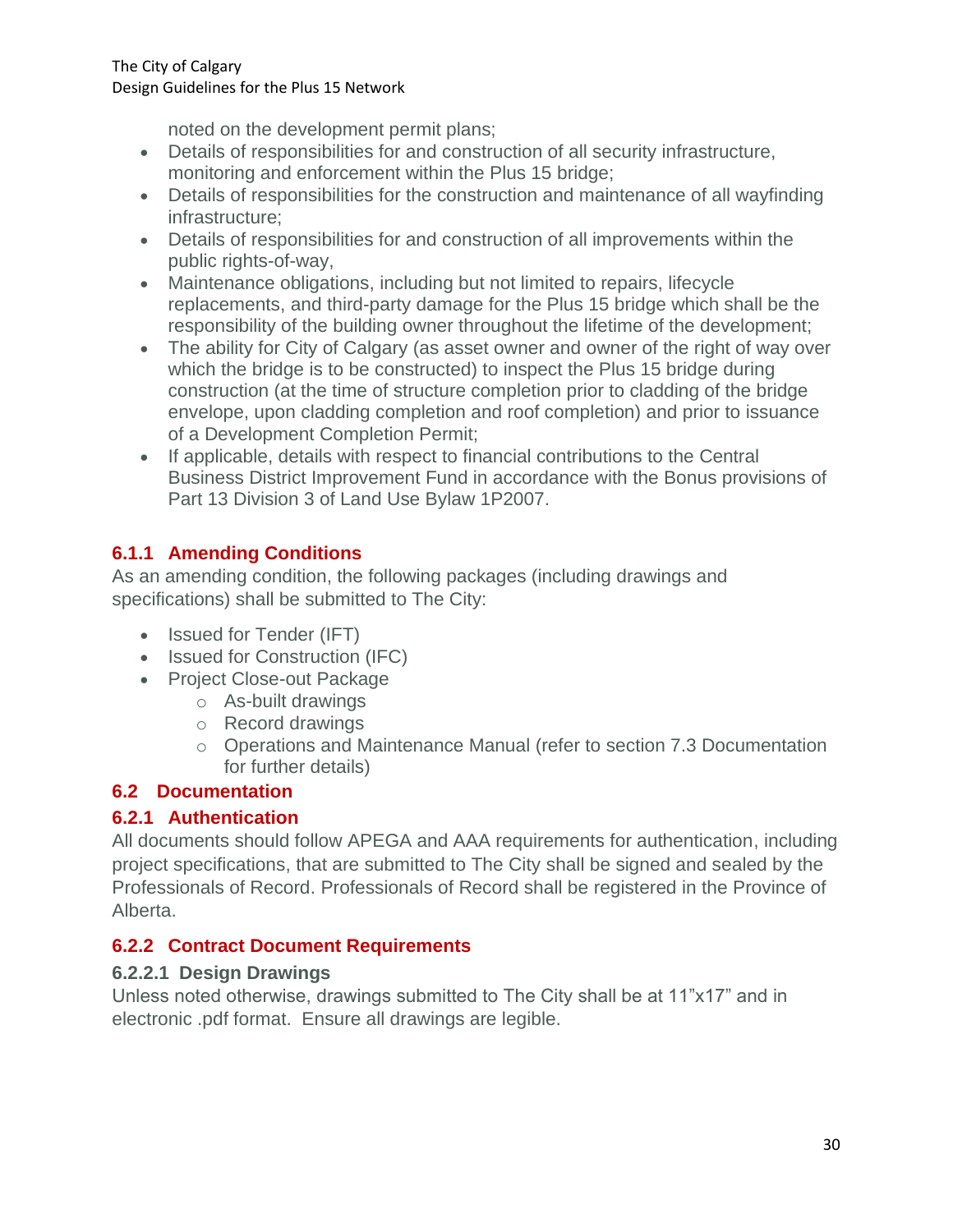noted on the development permit plans;

- Details of responsibilities for and construction of all security infrastructure, monitoring and enforcement within the Plus 15 bridge;
- Details of responsibilities for the construction and maintenance of all wayfinding infrastructure;
- Details of responsibilities for and construction of all improvements within the public rights-of-way,
- Maintenance obligations, including but not limited to repairs, lifecycle replacements, and third-party damage for the Plus 15 bridge which shall be the responsibility of the building owner throughout the lifetime of the development;
- The ability for City of Calgary (as asset owner and owner of the right of way over which the bridge is to be constructed) to inspect the Plus 15 bridge during construction (at the time of structure completion prior to cladding of the bridge envelope, upon cladding completion and roof completion) and prior to issuance of a Development Completion Permit;
- If applicable, details with respect to financial contributions to the Central Business District Improvement Fund in accordance with the Bonus provisions of Part 13 Division 3 of Land Use Bylaw 1P2007.

### 6.1.1 Amending Conditions

As an amending condition, the following packages (including drawings and specifications) shall be submitted to The City:

- Issued for Tender (IFT)
- Issued for Construction (IFC)
- Project Close-out Package
  - As-built drawings
  - Record drawings
  - Operations and Maintenance Manual (refer to section 7.3 Documentation for further details)

## 6.2 Documentation

### 6.2.1 Authentication

All documents should follow APEGA and AAA requirements for authentication, including project specifications, that are submitted to The City shall be signed and sealed by the Professionals of Record. Professionals of Record shall be registered in the Province of Alberta.

### 6.2.2 Contract Document Requirements

#### 6.2.2.1 Design Drawings

Unless noted otherwise, drawings submitted to The City shall be at 11”x17” and in electronic .pdf format. Ensure all drawings are legible.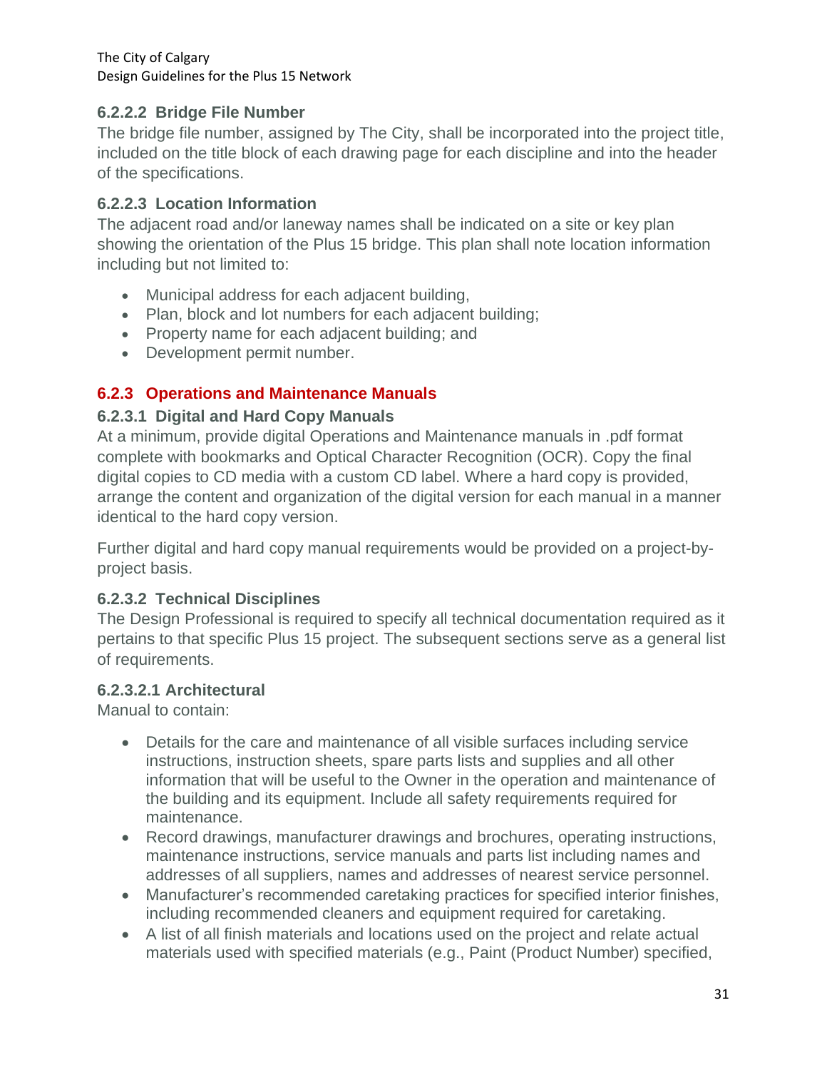#### 6.2.2.2 Bridge File Number

The bridge file number, assigned by The City, shall be incorporated into the project title, included on the title block of each drawing page for each discipline and into the header of the specifications.

#### 6.2.2.3 Location Information

The adjacent road and/or laneway names shall be indicated on a site or key plan showing the orientation of the Plus 15 bridge. This plan shall note location information including but not limited to:

- Municipal address for each adjacent building,
- Plan, block and lot numbers for each adjacent building;
- Property name for each adjacent building; and
- Development permit number.

### 6.2.3 Operations and Maintenance Manuals

#### 6.2.3.1 Digital and Hard Copy Manuals

At a minimum, provide digital Operations and Maintenance manuals in .pdf format complete with bookmarks and Optical Character Recognition (OCR). Copy the final digital copies to CD media with a custom CD label. Where a hard copy is provided, arrange the content and organization of the digital version for each manual in a manner identical to the hard copy version.

Further digital and hard copy manual requirements would be provided on a project-by-project basis.

#### 6.2.3.2 Technical Disciplines

The Design Professional is required to specify all technical documentation required as it pertains to that specific Plus 15 project. The subsequent sections serve as a general list of requirements.

##### 6.2.3.2.1 Architectural

Manual to contain:

- Details for the care and maintenance of all visible surfaces including service instructions, instruction sheets, spare parts lists and supplies and all other information that will be useful to the Owner in the operation and maintenance of the building and its equipment. Include all safety requirements required for maintenance.
- Record drawings, manufacturer drawings and brochures, operating instructions, maintenance instructions, service manuals and parts list including names and addresses of all suppliers, names and addresses of nearest service personnel.
- Manufacturer's recommended caretaking practices for specified interior finishes, including recommended cleaners and equipment required for caretaking.
- A list of all finish materials and locations used on the project and relate actual materials used with specified materials (e.g., Paint (Product Number) specified,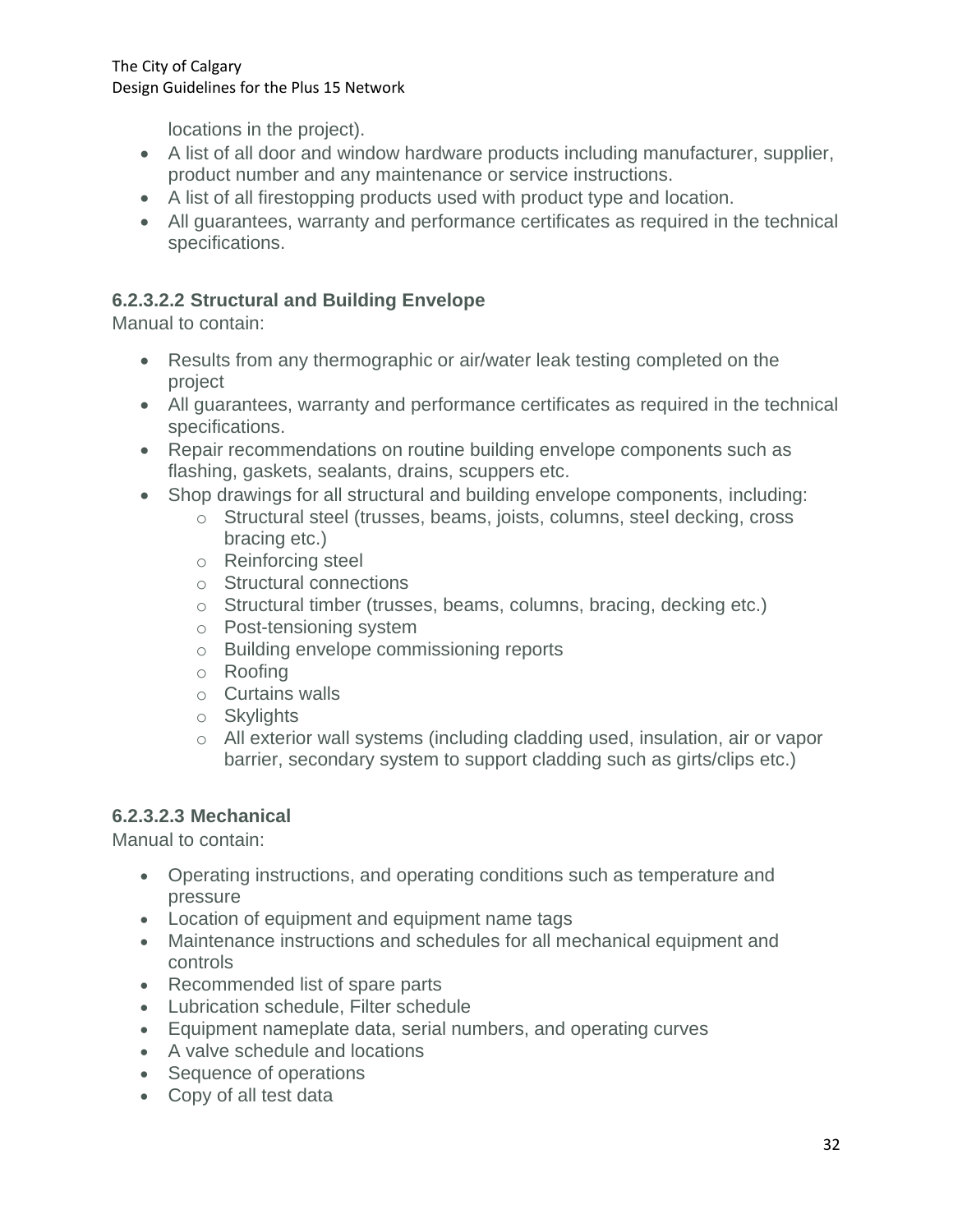locations in the project).

- A list of all door and window hardware products including manufacturer, supplier, product number and any maintenance or service instructions.
- A list of all firestopping products used with product type and location.
- All guarantees, warranty and performance certificates as required in the technical specifications.

#### 6.2.3.2.2 Structural and Building Envelope

Manual to contain:

- Results from any thermographic or air/water leak testing completed on the project
- All guarantees, warranty and performance certificates as required in the technical specifications.
- Repair recommendations on routine building envelope components such as flashing, gaskets, sealants, drains, scuppers etc.
- Shop drawings for all structural and building envelope components, including:
    - Structural steel (trusses, beams, joists, columns, steel decking, cross bracing etc.)
    - Reinforcing steel
    - Structural connections
    - Structural timber (trusses, beams, columns, bracing, decking etc.)
    - Post-tensioning system
    - Building envelope commissioning reports
    - Roofing
    - Curtains walls
    - Skylights
    - All exterior wall systems (including cladding used, insulation, air or vapor barrier, secondary system to support cladding such as girts/clips etc.)

#### 6.2.3.2.3 Mechanical

Manual to contain:

- Operating instructions, and operating conditions such as temperature and pressure
- Location of equipment and equipment name tags
- Maintenance instructions and schedules for all mechanical equipment and controls
- Recommended list of spare parts
- Lubrication schedule, Filter schedule
- Equipment nameplate data, serial numbers, and operating curves
- A valve schedule and locations
- Sequence of operations
- Copy of all test data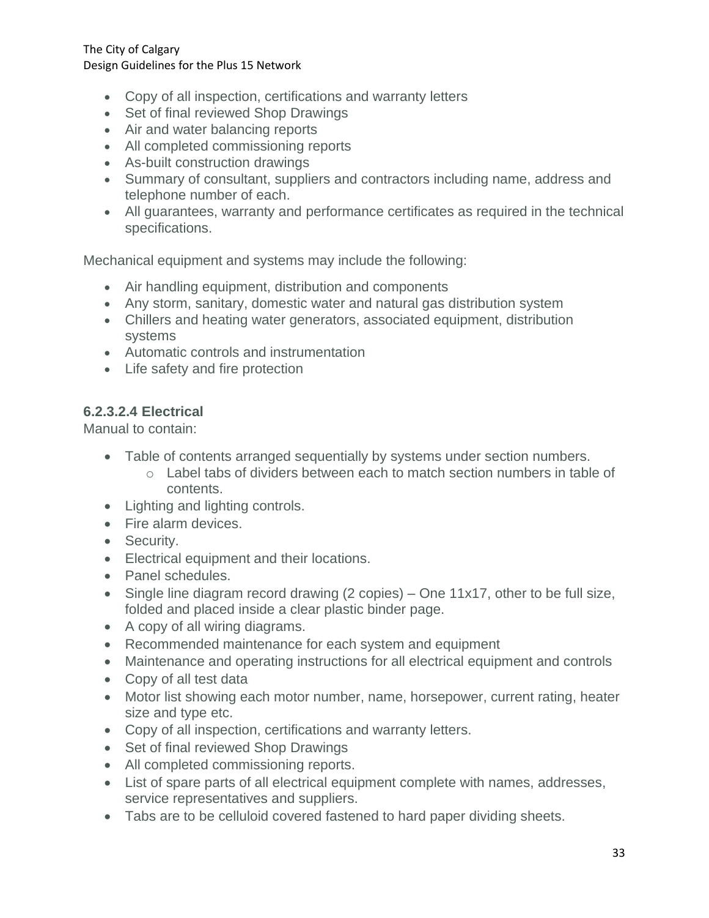- Copy of all inspection, certifications and warranty letters
- Set of final reviewed Shop Drawings
- Air and water balancing reports
- All completed commissioning reports
- As-built construction drawings
- Summary of consultant, suppliers and contractors including name, address and telephone number of each.
- All guarantees, warranty and performance certificates as required in the technical specifications.

Mechanical equipment and systems may include the following:

- Air handling equipment, distribution and components
- Any storm, sanitary, domestic water and natural gas distribution system
- Chillers and heating water generators, associated equipment, distribution systems
- Automatic controls and instrumentation
- Life safety and fire protection

#### 6.2.3.2.4 Electrical

Manual to contain:

- Table of contents arranged sequentially by systems under section numbers.
    - Label tabs of dividers between each to match section numbers in table of contents.
- Lighting and lighting controls.
- Fire alarm devices.
- Security.
- Electrical equipment and their locations.
- Panel schedules.
- Single line diagram record drawing (2 copies) – One 11x17, other to be full size, folded and placed inside a clear plastic binder page.
- A copy of all wiring diagrams.
- Recommended maintenance for each system and equipment
- Maintenance and operating instructions for all electrical equipment and controls
- Copy of all test data
- Motor list showing each motor number, name, horsepower, current rating, heater size and type etc.
- Copy of all inspection, certifications and warranty letters.
- Set of final reviewed Shop Drawings
- All completed commissioning reports.
- List of spare parts of all electrical equipment complete with names, addresses, service representatives and suppliers.
- Tabs are to be celluloid covered fastened to hard paper dividing sheets.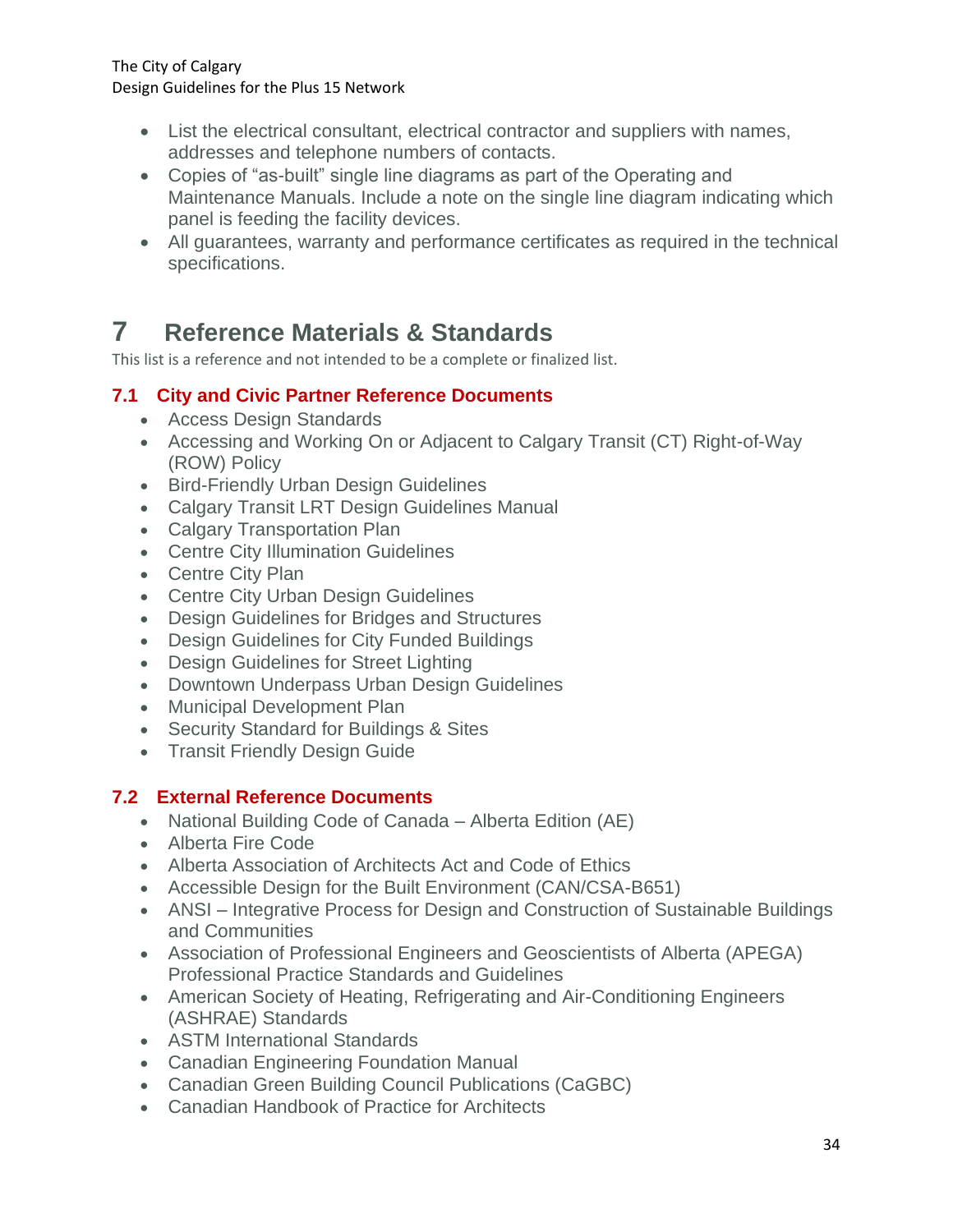- List the electrical consultant, electrical contractor and suppliers with names, addresses and telephone numbers of contacts.
- Copies of "as-built" single line diagrams as part of the Operating and Maintenance Manuals. Include a note on the single line diagram indicating which panel is feeding the facility devices.
- All guarantees, warranty and performance certificates as required in the technical specifications.

# 7 Reference Materials & Standards

This list is a reference and not intended to be a complete or finalized list.

## 7.1 City and Civic Partner Reference Documents

- Access Design Standards
- Accessing and Working On or Adjacent to Calgary Transit (CT) Right-of-Way (ROW) Policy
- Bird-Friendly Urban Design Guidelines
- Calgary Transit LRT Design Guidelines Manual
- Calgary Transportation Plan
- Centre City Illumination Guidelines
- Centre City Plan
- Centre City Urban Design Guidelines
- Design Guidelines for Bridges and Structures
- Design Guidelines for City Funded Buildings
- Design Guidelines for Street Lighting
- Downtown Underpass Urban Design Guidelines
- Municipal Development Plan
- Security Standard for Buildings & Sites
- Transit Friendly Design Guide

## 7.2 External Reference Documents

- National Building Code of Canada – Alberta Edition (AE)
- Alberta Fire Code
- Alberta Association of Architects Act and Code of Ethics
- Accessible Design for the Built Environment (CAN/CSA-B651)
- ANSI – Integrative Process for Design and Construction of Sustainable Buildings and Communities
- Association of Professional Engineers and Geoscientists of Alberta (APEGA) Professional Practice Standards and Guidelines
- American Society of Heating, Refrigerating and Air-Conditioning Engineers (ASHRAE) Standards
- ASTM International Standards
- Canadian Engineering Foundation Manual
- Canadian Green Building Council Publications (CaGBC)
- Canadian Handbook of Practice for Architects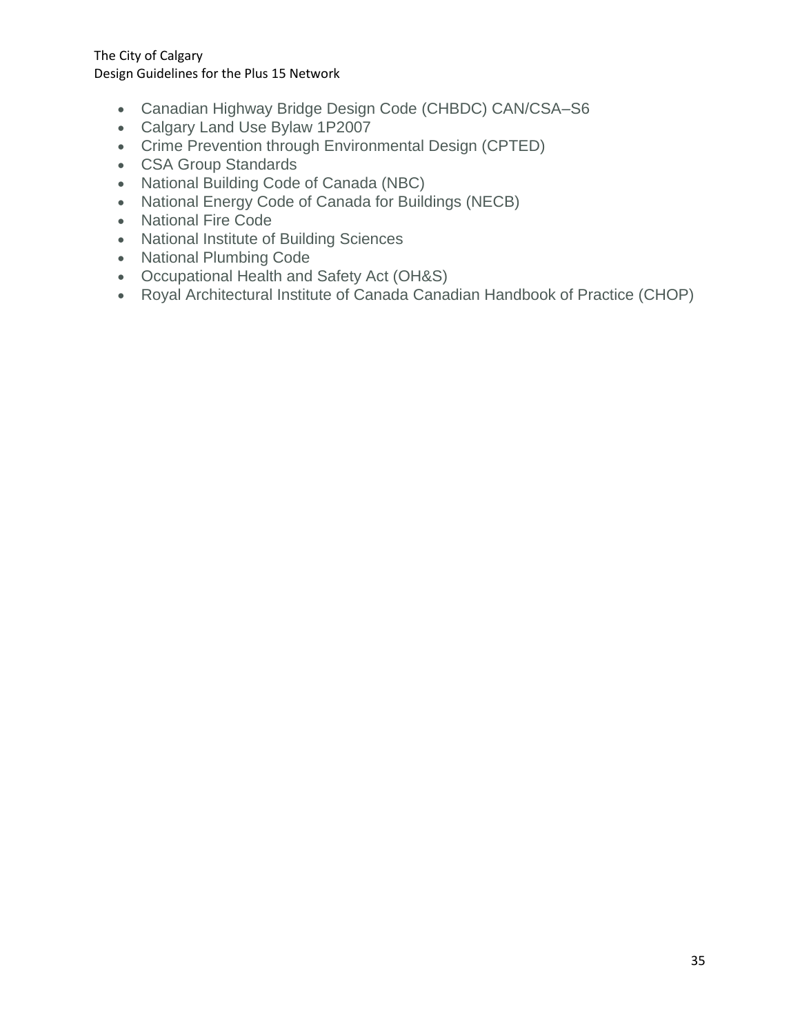- Canadian Highway Bridge Design Code (CHBDC) CAN/CSA–S6
- Calgary Land Use Bylaw 1P2007
- Crime Prevention through Environmental Design (CPTED)
- CSA Group Standards
- National Building Code of Canada (NBC)
- National Energy Code of Canada for Buildings (NECB)
- National Fire Code
- National Institute of Building Sciences
- National Plumbing Code
- Occupational Health and Safety Act (OH&S)
- Royal Architectural Institute of Canada Canadian Handbook of Practice (CHOP)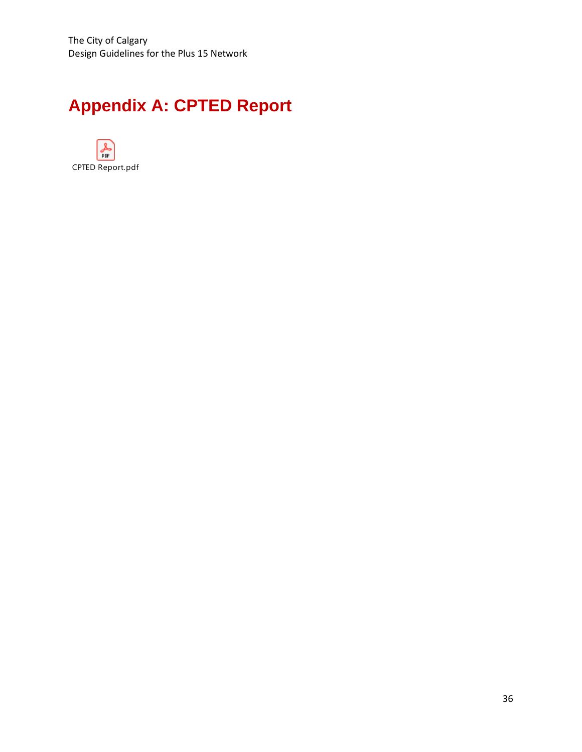# Appendix A: CPTED Report

CPTED Report.pdf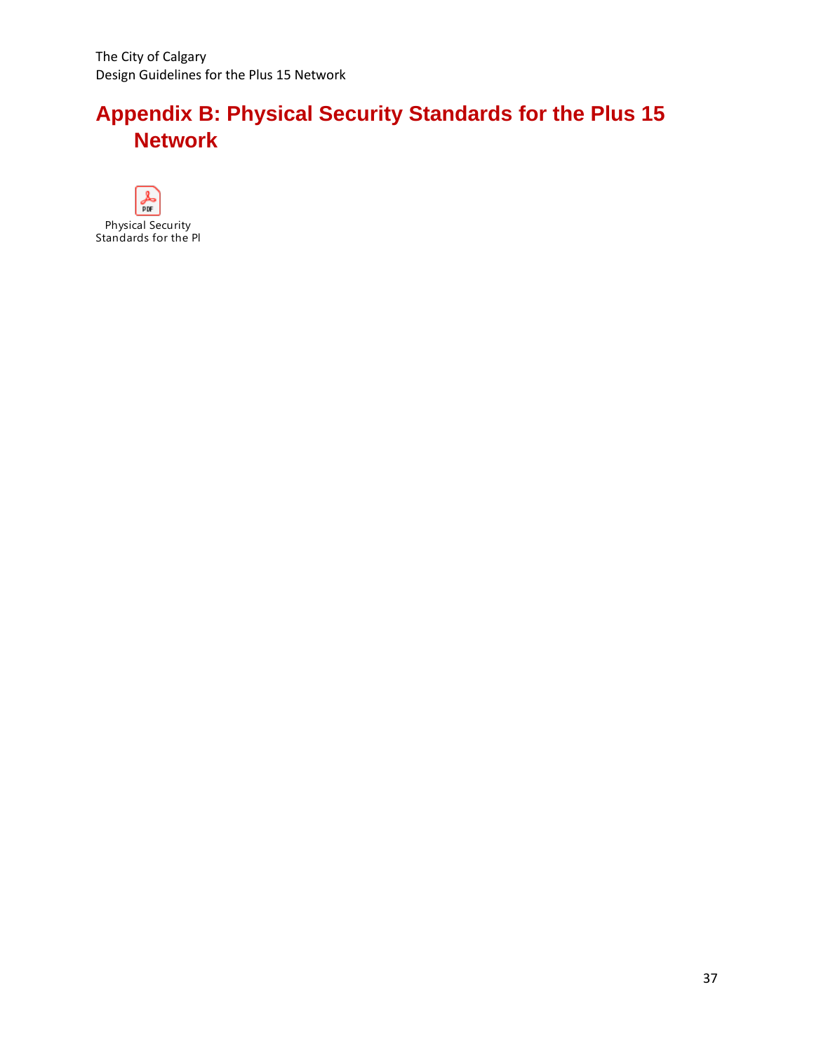# Appendix B: Physical Security Standards for the Plus 15 Network

Physical Security Standards for the Pl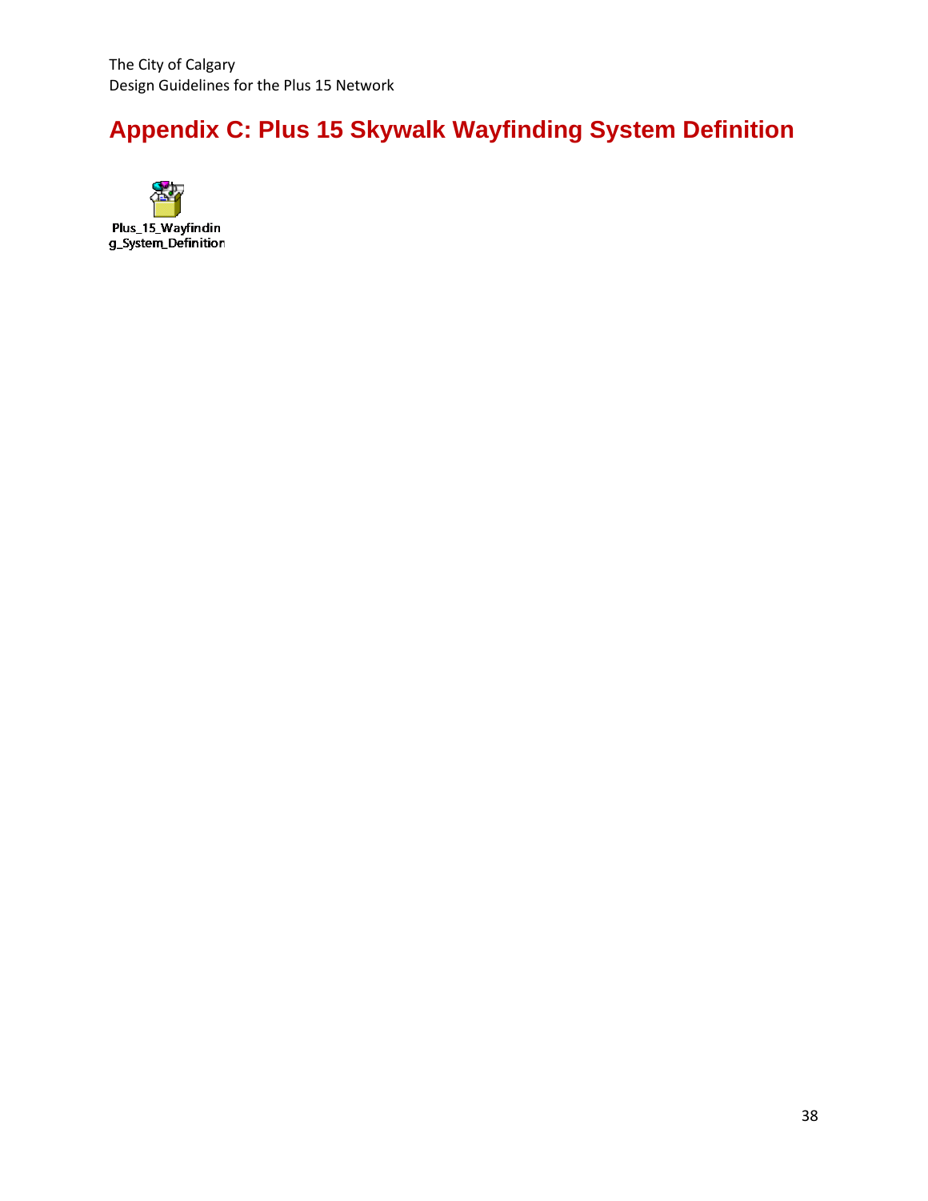# Appendix C: Plus 15 Skywalk Wayfinding System Definition

Plus_15_Wayfinding_System_Definition